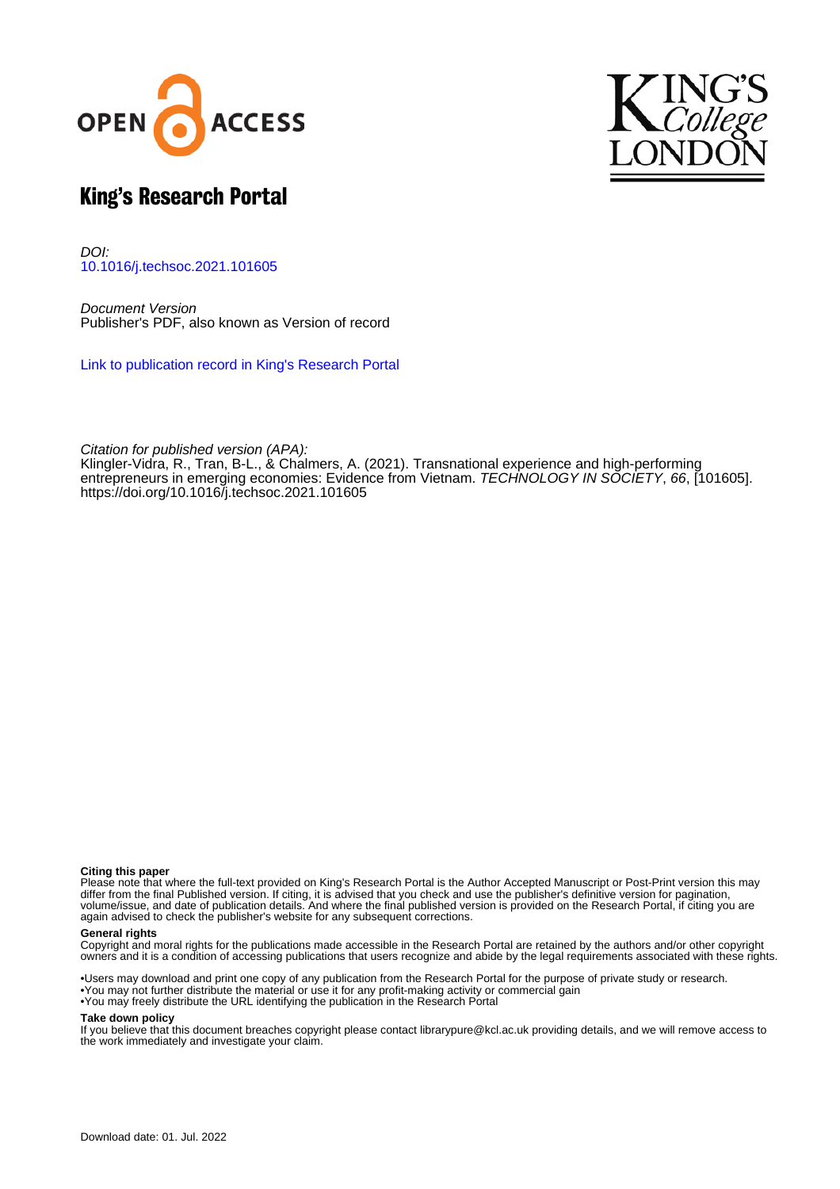# King's Research Portal

*DOI:*
10.1016/j.techsoc.2021.101605

*Document Version*
Publisher's PDF, also known as Version of record

Link to publication record in King's Research Portal

*Citation for published version (APA):*
Klingler-Vidra, R., Tran, B-L., & Chalmers, A. (2021). Transnational experience and high-performing entrepreneurs in emerging economies: Evidence from Vietnam. *TECHNOLOGY IN SOCIETY*, *66*, [101605]. https://doi.org/10.1016/j.techsoc.2021.101605

**Citing this paper**
Please note that where the full-text provided on King's Research Portal is the Author Accepted Manuscript or Post-Print version this may differ from the final Published version. If citing, it is advised that you check and use the publisher's definitive version for pagination, volume/issue, and date of publication details. And where the final published version is provided on the Research Portal, if citing you are again advised to check the publisher's website for any subsequent corrections.

**General rights**
Copyright and moral rights for the publications made accessible in the Research Portal are retained by the authors and/or other copyright owners and it is a condition of accessing publications that users recognize and abide by the legal requirements associated with these rights.

•Users may download and print one copy of any publication from the Research Portal for the purpose of private study or research.
•You may not further distribute the material or use it for any profit-making activity or commercial gain
•You may freely distribute the URL identifying the publication in the Research Portal

**Take down policy**
If you believe that this document breaches copyright please contact librarypure@kcl.ac.uk providing details, and we will remove access to the work immediately and investigate your claim.

Download date: 01. Jul. 2022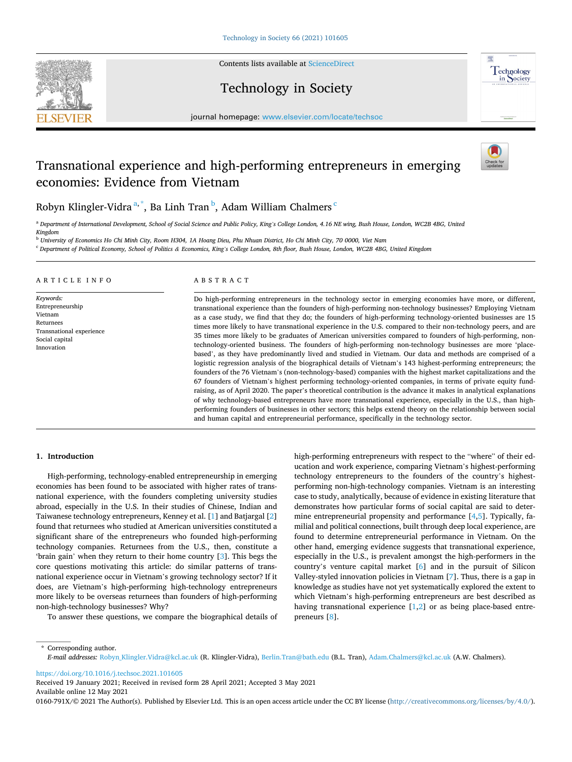# Transational experience and high-performing entrepreneurs in emerging economies: Evidence from Vietnam

Robyn Klingler-Vidra [a,*], Ba Linh Tran [b], Adam William Chalmers [c]

[a] Department of International Development, School of Social Science and Public Policy, King's College London, 4.16 NE wing, Bush House, London, WC2B 4BG, United Kingdom

[b] University of Economics Ho Chi Minh City, Room H304, 1A Hoang Dieu, Phu Nhuan District, Ho Chi Minh City, 70 0000, Viet Nam

[c] Department of Political Economy, School of Politics & Economics, King's College London, 8th floor, Bush House, London, WC2B 4BG, United Kingdom

## ARTICLE INFO

*Keywords:*
Entrepreneurship
Vietnam
Returnees
Transnational experience
Social capital
Innovation

## ABSTRACT

Do high-performing entrepreneurs in the technology sector in emerging economies have more, or different, transnational experience than the founders of high-performing non-technology businesses? Employing Vietnam as a case study, we find that they do; the founders of high-performing technology-oriented businesses are 15 times more likely to have transnational experience in the U.S. compared to their non-technology peers, and are 35 times more likely to be graduates of American universities compared to founders of high-performing, non-technology-oriented business. The founders of high-performing non-technology businesses are more 'place-based', as they have predominantly lived and studied in Vietnam. Our data and methods are comprised of a logistic regression analysis of the biographical details of Vietnam's 143 highest-performing entrepreneurs; the founders of the 76 Vietnam's (non-technology-based) companies with the highest market capitalizations and the 67 founders of Vietnam's highest performing technology-oriented companies, in terms of private equity fundraising, as of April 2020. The paper's theoretical contribution is the advance it makes in analytical explanations of why technology-based entrepreneurs have more transnational experience, especially in the U.S., than high-performing founders of businesses in other sectors; this helps extend theory on the relationship between social and human capital and entrepreneurial performance, specifically in the technology sector.

## 1. Introduction

High-performing, technology-enabled entrepreneurship in emerging economies has been found to be associated with higher rates of transnational experience, with the founders completing university studies abroad, especially in the U.S. In their studies of Chinese, Indian and Taiwanese technology entrepreneurs, Kenney et al. [1] and Batjargal [2] found that returnees who studied at American universities constituted a significant share of the entrepreneurs who founded high-performing technology companies. Returnees from the U.S., then, constitute a 'brain gain' when they return to their home country [3]. This begs the core questions motivating this article: do similar patterns of transnational experience occur in Vietnam's growing technology sector? If it does, are Vietnam's high-performing high-technology entrepreneurs more likely to be overseas returnees than founders of high-performing non-high-technology businesses? Why?

To answer these questions, we compare the biographical details of high-performing entrepreneurs with respect to the "where" of their education and work experience, comparing Vietnam's highest-performing technology entrepreneurs to the founders of the country's highest-performing non-high-technology companies. Vietnam is an interesting case to study, analytically, because of evidence in existing literature that demonstrates how particular forms of social capital are said to determine entrepreneurial propensity and performance [4,5]. Typically, familial and political connections, built through deep local experience, are found to determine entrepreneurial performance in Vietnam. On the other hand, emerging evidence suggests that transnational experience, especially in the U.S., is prevalent amongst the high-performers in the country's venture capital market [6] and in the pursuit of Silicon Valley-styled innovation policies in Vietnam [7]. Thus, there is a gap in knowledge as studies have not yet systematically explored the extent to which Vietnam's high-performing entrepreneurs are best described as having transnational experience [1,2] or as being place-based entrepreneurs [8].

* Corresponding author.
*E-mail addresses:* Robyn_Klingler.Vidra@kcl.ac.uk (R. Klingler-Vidra), Berlin.Tran@bath.edu (B.L. Tran), Adam.Chalmers@kcl.ac.uk (A.W. Chalmers).

https://doi.org/10.1016/j.techsoc.2021.101605
Received 19 January 2021; Received in revised form 28 April 2021; Accepted 3 May 2021
Available online 12 May 2021
0160-791X/© 2021 The Author(s). Published by Elsevier Ltd. This is an open access article under the CC BY license (http://creativecommons.org/licenses/by/4.0/).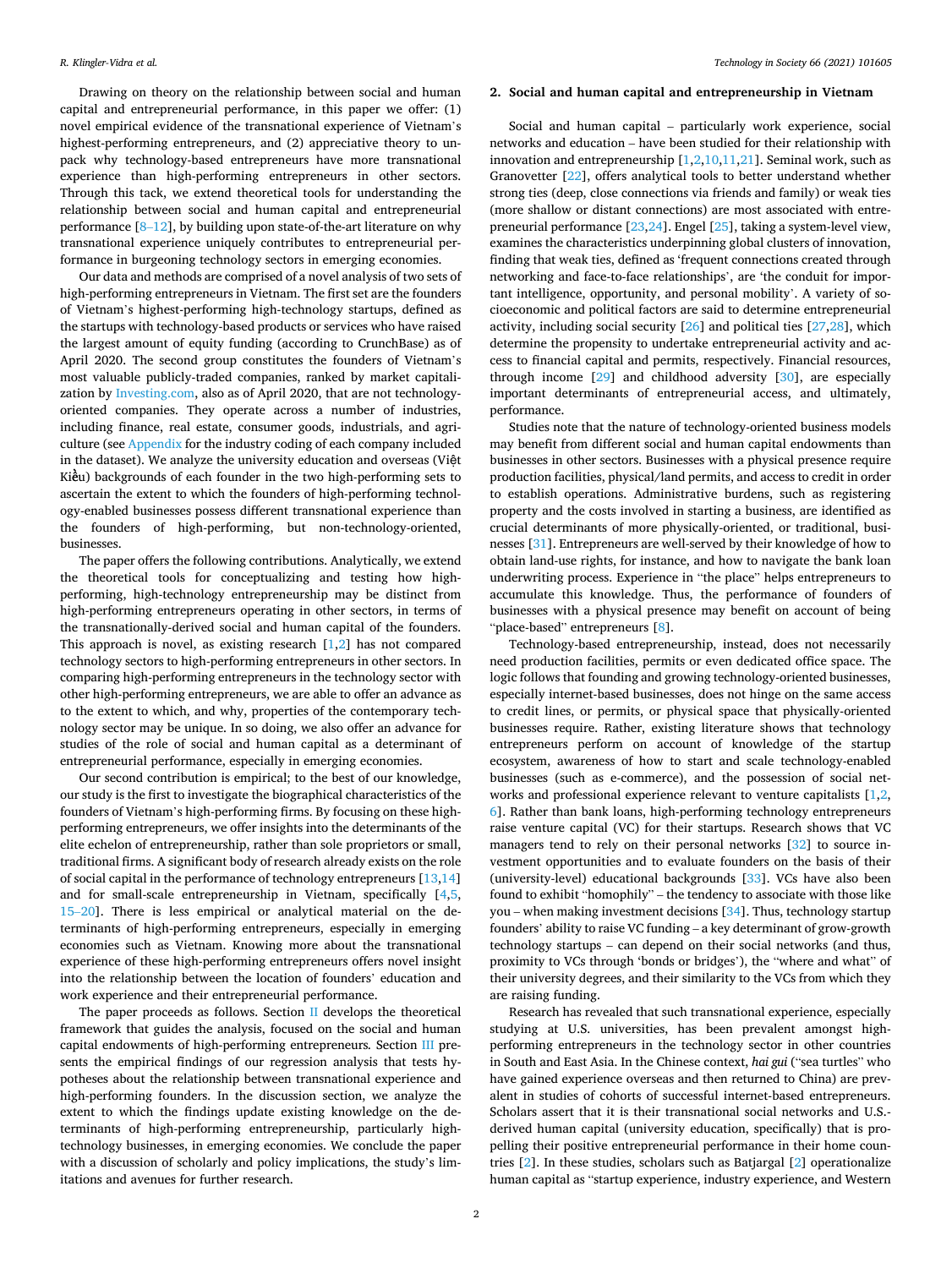Drawing on theory on the relationship between social and human capital and entrepreneurial performance, in this paper we offer: (1) novel empirical evidence of the transnational experience of Vietnam's highest-performing entrepreneurs, and (2) appreciative theory to unpack why technology-based entrepreneurs have more transnational experience than high-performing entrepreneurs in other sectors. Through this tack, we extend theoretical tools for understanding the relationship between social and human capital and entrepreneurial performance [8–12], by building upon state-of-the-art literature on why transnational experience uniquely contributes to entrepreneurial performance in burgeoning technology sectors in emerging economies.

Our data and methods are comprised of a novel analysis of two sets of high-performing entrepreneurs in Vietnam. The first set are the founders of Vietnam's highest-performing high-technology startups, defined as the startups with technology-based products or services who have raised the largest amount of equity funding (according to CrunchBase) as of April 2020. The second group constitutes the founders of Vietnam's most valuable publicly-traded companies, ranked by market capitalization by Investing.com, also as of April 2020, that are not technology-oriented companies. They operate across a number of industries, including finance, real estate, consumer goods, industrials, and agriculture (see Appendix for the industry coding of each company included in the dataset). We analyze the university education and overseas (Việt Kiều) backgrounds of each founder in the two high-performing sets to ascertain the extent to which the founders of high-performing technology-enabled businesses possess different transnational experience than the founders of high-performing, but non-technology-oriented, businesses.

The paper offers the following contributions. Analytically, we extend the theoretical tools for conceptualizing and testing how high-performing, high-technology entrepreneurship may be distinct from high-performing entrepreneurs operating in other sectors, in terms of the transnationally-derived social and human capital of the founders. This approach is novel, as existing research [1,2] has not compared technology sectors to high-performing entrepreneurs in other sectors. In comparing high-performing entrepreneurs in the technology sector with other high-performing entrepreneurs, we are able to offer an advance as to the extent to which, and why, properties of the contemporary technology sector may be unique. In so doing, we also offer an advance for studies of the role of social and human capital as a determinant of entrepreneurial performance, especially in emerging economies.

Our second contribution is empirical; to the best of our knowledge, our study is the first to investigate the biographical characteristics of the founders of Vietnam's high-performing firms. By focusing on these high-performing entrepreneurs, we offer insights into the determinants of the elite echelon of entrepreneurship, rather than sole proprietors or small, traditional firms. A significant body of research already exists on the role of social capital in the performance of technology entrepreneurs [13,14] and for small-scale entrepreneurship in Vietnam, specifically [4,5,15–20]. There is less empirical or analytical material on the determinants of high-performing entrepreneurs, especially in emerging economies such as Vietnam. Knowing more about the transnational experience of these high-performing entrepreneurs offers novel insight into the relationship between the location of founders' education and work experience and their entrepreneurial performance.

The paper proceeds as follows. Section II develops the theoretical framework that guides the analysis, focused on the social and human capital endowments of high-performing entrepreneurs. Section III presents the empirical findings of our regression analysis that tests hypotheses about the relationship between transnational experience and high-performing founders. In the discussion section, we analyze the extent to which the findings update existing knowledge on the determinants of high-performing entrepreneurship, particularly high-technology businesses, in emerging economies. We conclude the paper with a discussion of scholarly and policy implications, the study's limitations and avenues for further research.

## 2. Social and human capital and entrepreneurship in Vietnam

Social and human capital – particularly work experience, social networks and education – have been studied for their relationship with innovation and entrepreneurship [1,2,10,11,21]. Seminal work, such as Granovetter [22], offers analytical tools to better understand whether strong ties (deep, close connections via friends and family) or weak ties (more shallow or distant connections) are most associated with entrepreneurial performance [23,24]. Engel [25], taking a system-level view, examines the characteristics underpinning global clusters of innovation, finding that weak ties, defined as 'frequent connections created through networking and face-to-face relationships', are 'the conduit for important intelligence, opportunity, and personal mobility'. A variety of socioeconomic and political factors are said to determine entrepreneurial activity, including social security [26] and political ties [27,28], which determine the propensity to undertake entrepreneurial activity and access to financial capital and permits, respectively. Financial resources, through income [29] and childhood adversity [30], are especially important determinants of entrepreneurial access, and ultimately, performance.

Studies note that the nature of technology-oriented business models may benefit from different social and human capital endowments than businesses in other sectors. Businesses with a physical presence require production facilities, physical/land permits, and access to credit in order to establish operations. Administrative burdens, such as registering property and the costs involved in starting a business, are identified as crucial determinants of more physically-oriented, or traditional, businesses [31]. Entrepreneurs are well-served by their knowledge of how to obtain land-use rights, for instance, and how to navigate the bank loan underwriting process. Experience in "the place" helps entrepreneurs to accumulate this knowledge. Thus, the performance of founders of businesses with a physical presence may benefit on account of being "place-based" entrepreneurs [8].

Technology-based entrepreneurship, instead, does not necessarily need production facilities, permits or even dedicated office space. The logic follows that founding and growing technology-oriented businesses, especially internet-based businesses, does not hinge on the same access to credit lines, or permits, or physical space that physically-oriented businesses require. Rather, existing literature shows that technology entrepreneurs perform on account of knowledge of the startup ecosystem, awareness of how to start and scale technology-enabled businesses (such as e-commerce), and the possession of social networks and professional experience relevant to venture capitalists [1,2,6]. Rather than bank loans, high-performing technology entrepreneurs raise venture capital (VC) for their startups. Research shows that VC managers tend to rely on their personal networks [32] to source investment opportunities and to evaluate founders on the basis of their (university-level) educational backgrounds [33]. VCs have also been found to exhibit "homophily" – the tendency to associate with those like you – when making investment decisions [34]. Thus, technology startup founders' ability to raise VC funding – a key determinant of grow-growth technology startups – can depend on their social networks (and thus, proximity to VCs through 'bonds or bridges'), the "where and what" of their university degrees, and their similarity to the VCs from which they are raising funding.

Research has revealed that such transnational experience, especially studying at U.S. universities, has been prevalent amongst high-performing entrepreneurs in the technology sector in other countries in South and East Asia. In the Chinese context, *hai gui* ("sea turtles" who have gained experience overseas and then returned to China) are prevalent in studies of cohorts of successful internet-based entrepreneurs. Scholars assert that it is their transnational social networks and U.S.-derived human capital (university education, specifically) that is propelling their positive entrepreneurial performance in their home countries [2]. In these studies, scholars such as Batjargal [2] operationalize human capital as "startup experience, industry experience, and Western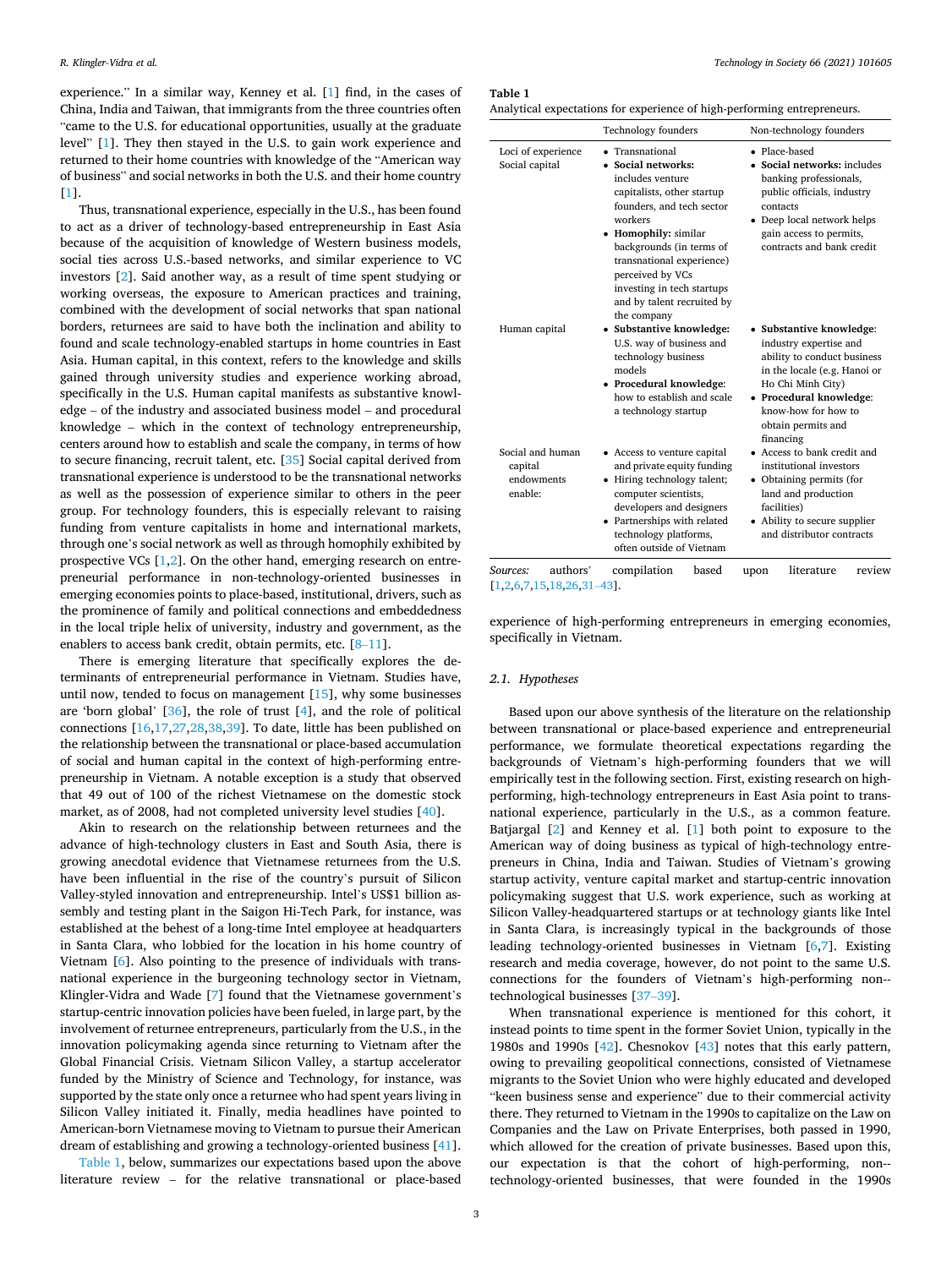experience." In a similar way, Kenney et al. [1] find, in the cases of China, India and Taiwan, that immigrants from the three countries often "came to the U.S. for educational opportunities, usually at the graduate level" [1]. They then stayed in the U.S. to gain work experience and returned to their home countries with knowledge of the "American way of business" and social networks in both the U.S. and their home country [1].

Thus, transnational experience, especially in the U.S., has been found to act as a driver of technology-based entrepreneurship in East Asia because of the acquisition of knowledge of Western business models, social ties across U.S.-based networks, and similar experience to VC investors [2]. Said another way, as a result of time spent studying or working overseas, the exposure to American practices and training, combined with the development of social networks that span national borders, returnees are said to have both the inclination and ability to found and scale technology-enabled startups in home countries in East Asia. Human capital, in this context, refers to the knowledge and skills gained through university studies and experience working abroad, specifically in the U.S. Human capital manifests as substantive knowledge – of the industry and associated business model – and procedural knowledge – which in the context of technology entrepreneurship, centers around how to establish and scale the company, in terms of how to secure financing, recruit talent, etc. [35] Social capital derived from transnational experience is understood to be the transnational networks as well as the possession of experience similar to others in the peer group. For technology founders, this is especially relevant to raising funding from venture capitalists in home and international markets, through one's social network as well as through homophily exhibited by prospective VCs [1,2]. On the other hand, emerging research on entrepreneurial performance in non-technology-oriented businesses in emerging economies points to place-based, institutional, drivers, such as the prominence of family and political connections and embeddedness in the local triple helix of university, industry and government, as the enablers to access bank credit, obtain permits, etc. [8–11].

There is emerging literature that specifically explores the determinants of entrepreneurial performance in Vietnam. Studies have, until now, tended to focus on management [15], why some businesses are 'born global' [36], the role of trust [4], and the role of political connections [16,17,27,28,38,39]. To date, little has been published on the relationship between the transnational or place-based accumulation of social and human capital in the context of high-performing entrepreneurship in Vietnam. A notable exception is a study that observed that 49 out of 100 of the richest Vietnamese on the domestic stock market, as of 2008, had not completed university level studies [40].

Akin to research on the relationship between returnees and the advance of high-technology clusters in East and South Asia, there is growing anecdotal evidence that Vietnamese returnees from the U.S. have been influential in the rise of the country's pursuit of Silicon Valley-styled innovation and entrepreneurship. Intel's US$1 billion assembly and testing plant in the Saigon Hi-Tech Park, for instance, was established at the behest of a long-time Intel employee at headquarters in Santa Clara, who lobbied for the location in his home country of Vietnam [6]. Also pointing to the presence of individuals with transnational experience in the burgeoning technology sector in Vietnam, Klingler-Vidra and Wade [7] found that the Vietnamese government's startup-centric innovation policies have been fueled, in large part, by the involvement of returnee entrepreneurs, particularly from the U.S., in the innovation policymaking agenda since returning to Vietnam after the Global Financial Crisis. Vietnam Silicon Valley, a startup accelerator funded by the Ministry of Science and Technology, for instance, was supported by the state only once a returnee who had spent years living in Silicon Valley initiated it. Finally, media headlines have pointed to American-born Vietnamese moving to Vietnam to pursue their American dream of establishing and growing a technology-oriented business [41].

Table 1, below, summarizes our expectations based upon the above literature review – for the relative transnational or place-based experience of high-performing entrepreneurs in emerging economies, specifically in Vietnam.

**Table 1**
Analytical expectations for experience of high-performing entrepreneurs.

| | Technology founders | Non-technology founders |
|---|---|---|
| Loci of experience | • Transnational | • Place-based |
| Social capital | • **Social networks:** includes venture capitalists, other startup founders, and tech sector workers<br>• **Homophily:** similar backgrounds (in terms of transnational experience) perceived by VCs investing in tech startups and by talent recruited by the company | • **Social networks:** includes banking professionals, public officials, industry contacts<br>• Deep local network helps gain access to permits, contracts and bank credit |
| Human capital | • **Substantive knowledge:** U.S. way of business and technology business models<br>• **Procedural knowledge:** how to establish and scale a technology startup | • **Substantive knowledge:** industry expertise and ability to conduct business in the locale (e.g. Hanoi or Ho Chi Minh City)<br>• **Procedural knowledge:** know-how for how to obtain permits and financing |
| Social and human capital endowments enable: | • Access to venture capital and private equity funding<br>• Hiring technology talent; computer scientists, developers and designers<br>• Partnerships with related technology platforms, often outside of Vietnam | • Access to bank credit and institutional investors<br>• Obtaining permits (for land and production facilities)<br>• Ability to secure supplier and distributor contracts |

*Sources:* authors' compilation based upon literature review [1,2,6,7,15,18,26,31–43].

### 2.1. Hypotheses

Based upon our above synthesis of the literature on the relationship between transnational or place-based experience and entrepreneurial performance, we formulate theoretical expectations regarding the backgrounds of Vietnam's high-performing founders that we will empirically test in the following section. First, existing research on high-performing, high-technology entrepreneurs in East Asia point to transnational experience, particularly in the U.S., as a common feature. Batjargal [2] and Kenney et al. [1] both point to exposure to the American way of doing business as typical of high-technology entrepreneurs in China, India and Taiwan. Studies of Vietnam's growing startup activity, venture capital market and startup-centric innovation policymaking suggest that U.S. work experience, such as working at Silicon Valley-headquartered startups or at technology giants like Intel in Santa Clara, is increasingly typical in the backgrounds of those leading technology-oriented businesses in Vietnam [6,7]. Existing research and media coverage, however, do not point to the same U.S. connections for the founders of Vietnam's high-performing non-technological businesses [37–39].

When transnational experience is mentioned for this cohort, it instead points to time spent in the former Soviet Union, typically in the 1980s and 1990s [42]. Chesnokov [43] notes that this early pattern, owing to prevailing geopolitical connections, consisted of Vietnamese migrants to the Soviet Union who were highly educated and developed "keen business sense and experience" due to their commercial activity there. They returned to Vietnam in the 1990s to capitalize on the Law on Companies and the Law on Private Enterprises, both passed in 1990, which allowed for the creation of private businesses. Based upon this, our expectation is that the cohort of high-performing, non--technology-oriented businesses, that were founded in the 1990s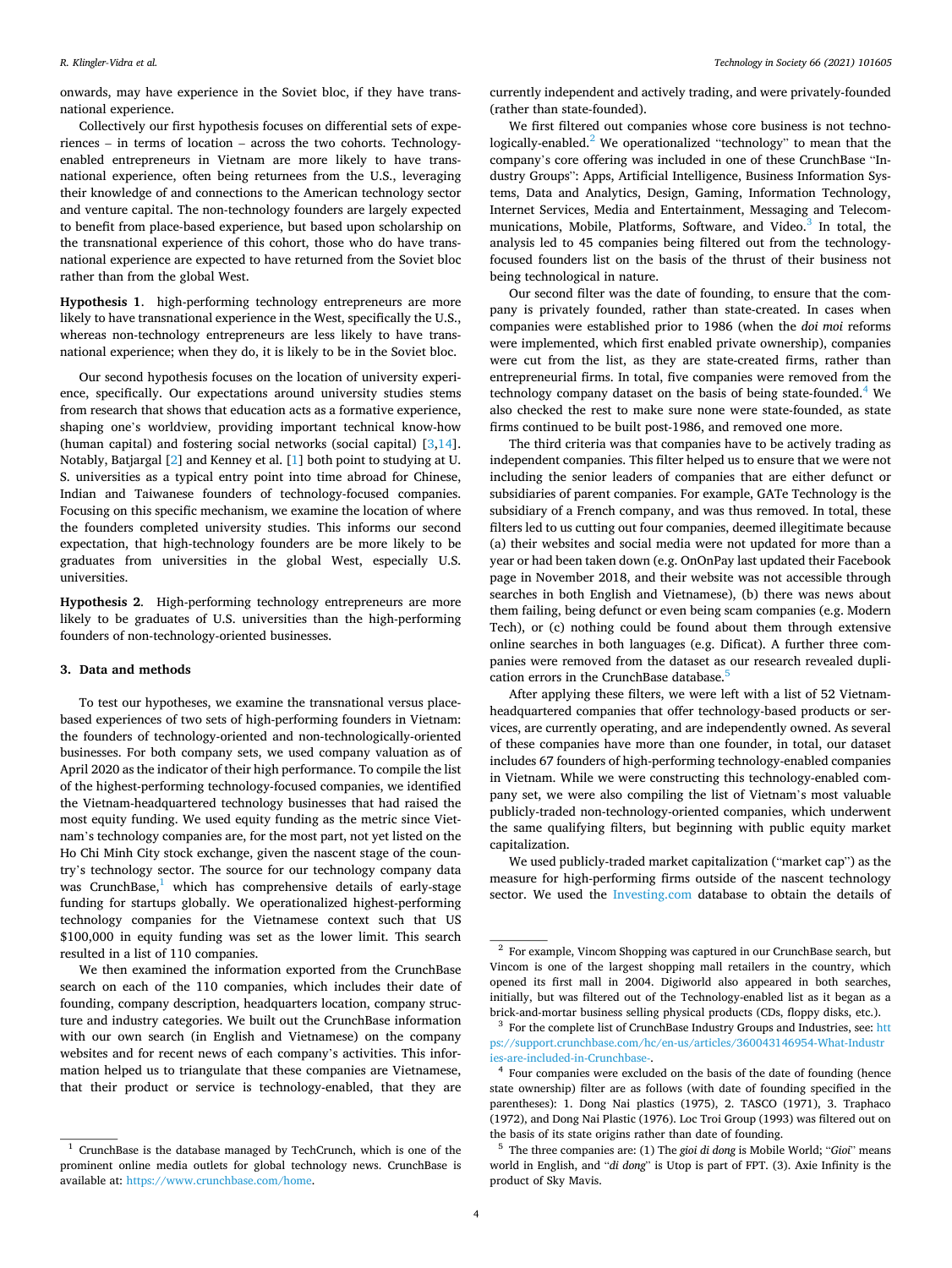onwards, may have experience in the Soviet bloc, if they have transnational experience.

Collectively our first hypothesis focuses on differential sets of experiences – in terms of location – across the two cohorts. Technology-enabled entrepreneurs in Vietnam are more likely to have transnational experience, often being returnees from the U.S., leveraging their knowledge of and connections to the American technology sector and venture capital. The non-technology founders are largely expected to benefit from place-based experience, but based upon scholarship on the transnational experience of this cohort, those who do have transnational experience are expected to have returned from the Soviet bloc rather than from the global West.

**Hypothesis 1**. high-performing technology entrepreneurs are more likely to have transnational experience in the West, specifically the U.S., whereas non-technology entrepreneurs are less likely to have transnational experience; when they do, it is likely to be in the Soviet bloc.

Our second hypothesis focuses on the location of university experience, specifically. Our expectations around university studies stems from research that shows that education acts as a formative experience, shaping one's worldview, providing important technical know-how (human capital) and fostering social networks (social capital) [3,14]. Notably, Batjargal [2] and Kenney et al. [1] both point to studying at U. S. universities as a typical entry point into time abroad for Chinese, Indian and Taiwanese founders of technology-focused companies. Focusing on this specific mechanism, we examine the location of where the founders completed university studies. This informs our second expectation, that high-technology founders are be more likely to be graduates from universities in the global West, especially U.S. universities.

**Hypothesis 2**. High-performing technology entrepreneurs are more likely to be graduates of U.S. universities than the high-performing founders of non-technology-oriented businesses.

## 3. Data and methods

To test our hypotheses, we examine the transnational versus place-based experiences of two sets of high-performing founders in Vietnam: the founders of technology-oriented and non-technologically-oriented businesses. For both company sets, we used company valuation as of April 2020 as the indicator of their high performance. To compile the list of the highest-performing technology-focused companies, we identified the Vietnam-headquartered technology businesses that had raised the most equity funding. We used equity funding as the metric since Vietnam's technology companies are, for the most part, not yet listed on the Ho Chi Minh City stock exchange, given the nascent stage of the country's technology sector. The source for our technology company data was CrunchBase,[1] which has comprehensive details of early-stage funding for startups globally. We operationalized highest-performing technology companies for the Vietnamese context such that US $100,000 in equity funding was set as the lower limit. This search resulted in a list of 110 companies.

We then examined the information exported from the CrunchBase search on each of the 110 companies, which includes their date of founding, company description, headquarters location, company structure and industry categories. We built out the CrunchBase information with our own search (in English and Vietnamese) on the company websites and for recent news of each company's activities. This information helped us to triangulate that these companies are Vietnamese, that their product or service is technology-enabled, that they are currently independent and actively trading, and were privately-founded (rather than state-founded).

We first filtered out companies whose core business is not technologically-enabled.[2] We operationalized "technology" to mean that the company's core offering was included in one of these CrunchBase "Industry Groups": Apps, Artificial Intelligence, Business Information Systems, Data and Analytics, Design, Gaming, Information Technology, Internet Services, Media and Entertainment, Messaging and Telecommunications, Mobile, Platforms, Software, and Video.[3] In total, the analysis led to 45 companies being filtered out from the technology-focused founders list on the basis of the thrust of their business not being technological in nature.

Our second filter was the date of founding, to ensure that the company is privately founded, rather than state-created. In cases when companies were established prior to 1986 (when the *doi moi* reforms were implemented, which first enabled private ownership), companies were cut from the list, as they are state-created firms, rather than entrepreneurial firms. In total, five companies were removed from the technology company dataset on the basis of being state-founded.[4] We also checked the rest to make sure none were state-founded, as state firms continued to be built post-1986, and removed one more.

The third criteria was that companies have to be actively trading as independent companies. This filter helped us to ensure that we were not including the senior leaders of companies that are either defunct or subsidiaries of parent companies. For example, GATe Technology is the subsidiary of a French company, and was thus removed. In total, these filters led to us cutting out four companies, deemed illegitimate because (a) their websites and social media were not updated for more than a year or had been taken down (e.g. OnOnPay last updated their Facebook page in November 2018, and their website was not accessible through searches in both English and Vietnamese), (b) there was news about them failing, being defunct or even being scam companies (e.g. Modern Tech), or (c) nothing could be found about them through extensive online searches in both languages (e.g. Dificat). A further three companies were removed from the dataset as our research revealed duplication errors in the CrunchBase database.[5]

After applying these filters, we were left with a list of 52 Vietnam-headquartered companies that offer technology-based products or services, are currently operating, and are independently owned. As several of these companies have more than one founder, in total, our dataset includes 67 founders of high-performing technology-enabled companies in Vietnam. While we were constructing this technology-enabled company set, we were also compiling the list of Vietnam's most valuable publicly-traded non-technology-oriented companies, which underwent the same qualifying filters, but beginning with public equity market capitalization.

We used publicly-traded market capitalization ("market cap") as the measure for high-performing firms outside of the nascent technology sector. We used the Investing.com database to obtain the details of

---

[1] CrunchBase is the database managed by TechCrunch, which is one of the prominent online media outlets for global technology news. CrunchBase is available at: https://www.crunchbase.com/home.

[2] For example, Vincom Shopping was captured in our CrunchBase search, but Vincom is one of the largest shopping mall retailers in the country, which opened its first mall in 2004. Digiworld also appeared in both searches, initially, but was filtered out of the Technology-enabled list as it began as a brick-and-mortar business selling physical products (CDs, floppy disks, etc.).

[3] For the complete list of CrunchBase Industry Groups and Industries, see: https://support.crunchbase.com/hc/en-us/articles/360043146954-What-Industries-are-included-in-Crunchbase-.

[4] Four companies were excluded on the basis of the date of founding (hence state ownership) filter are as follows (with date of founding specified in the parentheses): 1. Dong Nai plastics (1975), 2. TASCO (1971), 3. Traphaco (1972), and Dong Nai Plastic (1976). Loc Troi Group (1993) was filtered out on the basis of its state origins rather than date of founding.

[5] The three companies are: (1) The *gioi di dong* is Mobile World; "*Gioi*" means world in English, and "*di dong*" is Utop is part of FPT. (3). Axie Infinity is the product of Sky Mavis.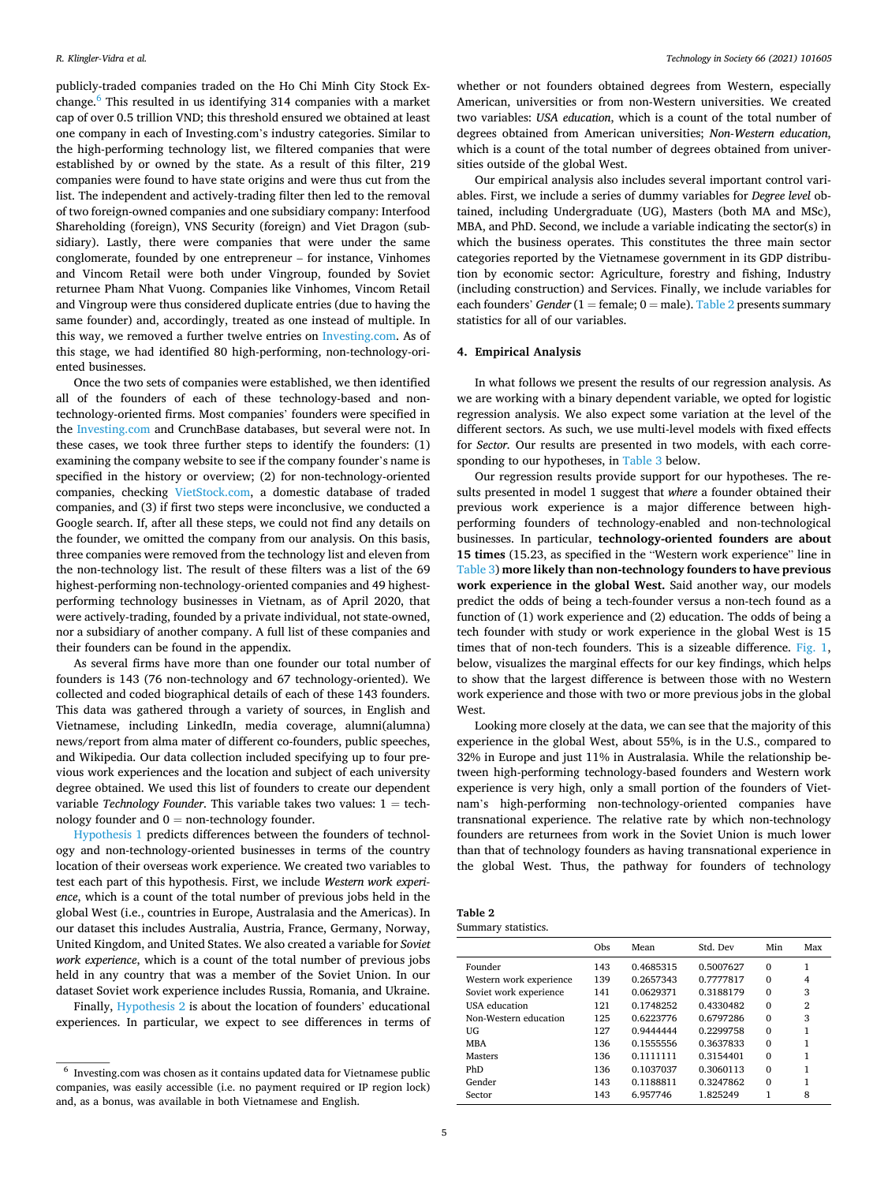publicly-traded companies traded on the Ho Chi Minh City Stock Exchange.[6] This resulted in us identifying 314 companies with a market cap of over 0.5 trillion VND; this threshold ensured we obtained at least one company in each of Investing.com's industry categories. Similar to the high-performing technology list, we filtered companies that were established by or owned by the state. As a result of this filter, 219 companies were found to have state origins and were thus cut from the list. The independent and actively-trading filter then led to the removal of two foreign-owned companies and one subsidiary company: Interfood Shareholding (foreign), VNS Security (foreign) and Viet Dragon (subsidiary). Lastly, there were companies that were under the same conglomerate, founded by one entrepreneur – for instance, Vinhomes and Vincom Retail were both under Vingroup, founded by Soviet returnee Pham Nhat Vuong. Companies like Vinhomes, Vincom Retail and Vingroup were thus considered duplicate entries (due to having the same founder) and, accordingly, treated as one instead of multiple. In this way, we removed a further twelve entries on Investing.com. As of this stage, we had identified 80 high-performing, non-technology-oriented businesses.

Once the two sets of companies were established, we then identified all of the founders of each of these technology-based and non-technology-oriented firms. Most companies' founders were specified in the Investing.com and CrunchBase databases, but several were not. In these cases, we took three further steps to identify the founders: (1) examining the company website to see if the company founder's name is specified in the history or overview; (2) for non-technology-oriented companies, checking VietStock.com, a domestic database of traded companies, and (3) if first two steps were inconclusive, we conducted a Google search. If, after all these steps, we could not find any details on the founder, we omitted the company from our analysis. On this basis, three companies were removed from the technology list and eleven from the non-technology list. The result of these filters was a list of the 69 highest-performing non-technology-oriented companies and 49 highest-performing technology businesses in Vietnam, as of April 2020, that were actively-trading, founded by a private individual, not state-owned, nor a subsidiary of another company. A full list of these companies and their founders can be found in the appendix.

As several firms have more than one founder our total number of founders is 143 (76 non-technology and 67 technology-oriented). We collected and coded biographical details of each of these 143 founders. This data was gathered through a variety of sources, in English and Vietnamese, including LinkedIn, media coverage, alumni(alumna) news/report from alma mater of different co-founders, public speeches, and Wikipedia. Our data collection included specifying up to four previous work experiences and the location and subject of each university degree obtained. We used this list of founders to create our dependent variable *Technology Founder*. This variable takes two values: 1 = technology founder and 0 = non-technology founder.

Hypothesis 1 predicts differences between the founders of technology and non-technology-oriented businesses in terms of the country location of their overseas work experience. We created two variables to test each part of this hypothesis. First, we include *Western work experience*, which is a count of the total number of previous jobs held in the global West (i.e., countries in Europe, Australasia and the Americas). In our dataset this includes Australia, Austria, France, Germany, Norway, United Kingdom, and United States. We also created a variable for *Soviet work experience*, which is a count of the total number of previous jobs held in any country that was a member of the Soviet Union. In our dataset Soviet work experience includes Russia, Romania, and Ukraine.

Finally, Hypothesis 2 is about the location of founders' educational experiences. In particular, we expect to see differences in terms of whether or not founders obtained degrees from Western, especially American, universities or from non-Western universities. We created two variables: *USA education*, which is a count of the total number of degrees obtained from American universities; *Non-Western education*, which is a count of the total number of degrees obtained from universities outside of the global West.

Our empirical analysis also includes several important control variables. First, we include a series of dummy variables for *Degree level* obtained, including Undergraduate (UG), Masters (both MA and MSc), MBA, and PhD. Second, we include a variable indicating the sector(s) in which the business operates. This constitutes the three main sector categories reported by the Vietnamese government in its GDP distribution by economic sector: Agriculture, forestry and fishing, Industry (including construction) and Services. Finally, we include variables for each founders' *Gender* (1 = female; 0 = male). Table 2 presents summary statistics for all of our variables.

## 4. Empirical Analysis

In what follows we present the results of our regression analysis. As we are working with a binary dependent variable, we opted for logistic regression analysis. We also expect some variation at the level of the different sectors. As such, we use multi-level models with fixed effects for *Sector*. Our results are presented in two models, with each corresponding to our hypotheses, in Table 3 below.

Our regression results provide support for our hypotheses. The results presented in model 1 suggest that *where* a founder obtained their previous work experience is a major difference between high-performing founders of technology-enabled and non-technological businesses. In particular, **technology-oriented founders are about 15 times** (15.23, as specified in the "Western work experience" line in Table 3) **more likely than non-technology founders to have previous work experience in the global West.** Said another way, our models predict the odds of being a tech-founder versus a non-tech found as a function of (1) work experience and (2) education. The odds of being a tech founder with study or work experience in the global West is 15 times that of non-tech founders. This is a sizeable difference. Fig. 1, below, visualizes the marginal effects for our key findings, which helps to show that the largest difference is between those with no Western work experience and those with two or more previous jobs in the global West.

Looking more closely at the data, we can see that the majority of this experience in the global West, about 55%, is in the U.S., compared to 32% in Europe and just 11% in Australasia. While the relationship between high-performing technology-based founders and Western work experience is very high, only a small portion of the founders of Vietnam's high-performing non-technology-oriented companies have transnational experience. The relative rate by which non-technology founders are returnees from work in the Soviet Union is much lower than that of technology founders as having transnational experience in the global West. Thus, the pathway for founders of technology

**Table 2**
Summary statistics.

| | Obs | Mean | Std. Dev | Min | Max |
|---|---|---|---|---|---|
| Founder | 143 | 0.4685315 | 0.5007627 | 0 | 1 |
| Western work experience | 139 | 0.2657343 | 0.7777817 | 0 | 4 |
| Soviet work experience | 141 | 0.0629371 | 0.3188179 | 0 | 3 |
| USA education | 121 | 0.1748252 | 0.4330482 | 0 | 2 |
| Non-Western education | 125 | 0.6223776 | 0.6797286 | 0 | 3 |
| UG | 127 | 0.9444444 | 0.2299758 | 0 | 1 |
| MBA | 136 | 0.1555556 | 0.3637833 | 0 | 1 |
| Masters | 136 | 0.1111111 | 0.3154401 | 0 | 1 |
| PhD | 136 | 0.1037037 | 0.3060113 | 0 | 1 |
| Gender | 143 | 0.1188811 | 0.3247862 | 0 | 1 |
| Sector | 143 | 6.957746 | 1.825249 | 1 | 8 |

[6] Investing.com was chosen as it contains updated data for Vietnamese public companies, was easily accessible (i.e. no payment required or IP region lock) and, as a bonus, was available in both Vietnamese and English.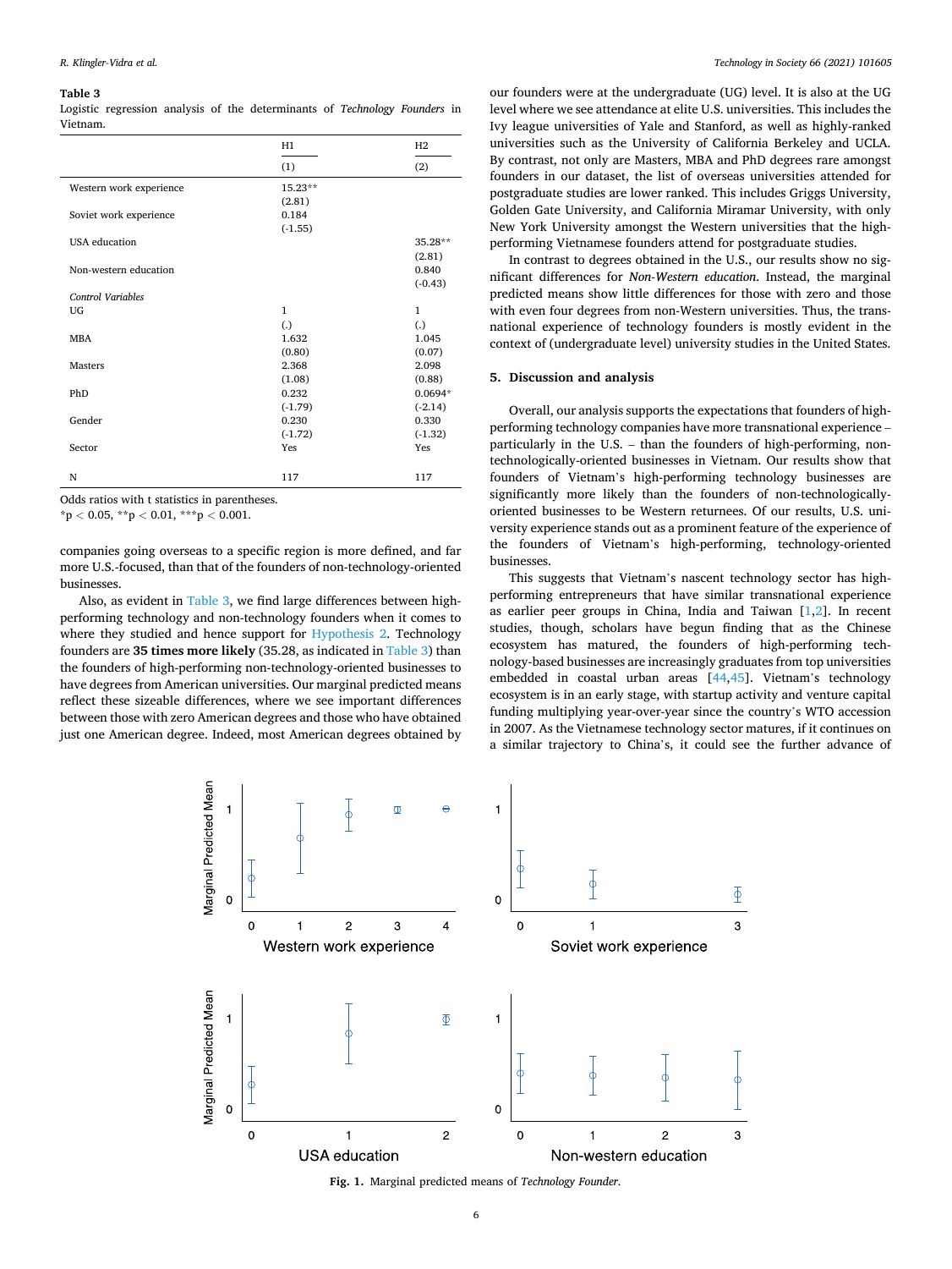**Table 3**
Logistic regression analysis of the determinants of *Technology Founders* in Vietnam.

| | H1 | H2 |
|---|---|---|
| | (1) | (2) |
| Western work experience | 15.23** | |
| | (2.81) | |
| Soviet work experience | 0.184 | |
| | (-1.55) | |
| USA education | | 35.28** |
| | | (2.81) |
| Non-western education | | 0.840 |
| | | (-0.43) |
| *Control Variables* | | |
| UG | 1 | 1 |
| | (.) | (.) |
| MBA | 1.632 | 1.045 |
| | (0.80) | (0.07) |
| Masters | 2.368 | 2.098 |
| | (1.08) | (0.88) |
| PhD | 0.232 | 0.0694* |
| | (-1.79) | (-2.14) |
| Gender | 0.230 | 0.330 |
| | (-1.72) | (-1.32) |
| Sector | Yes | Yes |
| N | 117 | 117 |

Odds ratios with t statistics in parentheses.
*$p < 0.05$, **$p < 0.01$, ***$p < 0.001$.

companies going overseas to a specific region is more defined, and far more U.S.-focused, than that of the founders of non-technology-oriented businesses.

Also, as evident in Table 3, we find large differences between high-performing technology and non-technology founders when it comes to where they studied and hence support for Hypothesis 2. Technology founders are **35 times more likely** (35.28, as indicated in Table 3) than the founders of high-performing non-technology-oriented businesses to have degrees from American universities. Our marginal predicted means reflect these sizeable differences, where we see important differences between those with zero American degrees and those who have obtained just one American degree. Indeed, most American degrees obtained by our founders were at the undergraduate (UG) level. It is also at the UG level where we see attendance at elite U.S. universities. This includes the Ivy league universities of Yale and Stanford, as well as highly-ranked universities such as the University of California Berkeley and UCLA. By contrast, not only are Masters, MBA and PhD degrees rare amongst founders in our dataset, the list of overseas universities attended for postgraduate studies are lower ranked. This includes Griggs University, Golden Gate University, and California Miramar University, with only New York University amongst the Western universities that the high-performing Vietnamese founders attend for postgraduate studies.

In contrast to degrees obtained in the U.S., our results show no significant differences for *Non-Western education*. Instead, the marginal predicted means show little differences for those with zero and those with even four degrees from non-Western universities. Thus, the transnational experience of technology founders is mostly evident in the context of (undergraduate level) university studies in the United States.

## 5. Discussion and analysis

Overall, our analysis supports the expectations that founders of high-performing technology companies have more transnational experience – particularly in the U.S. – than the founders of high-performing, non-technologically-oriented businesses in Vietnam. Our results show that founders of Vietnam's high-performing technology businesses are significantly more likely than the founders of non-technologically-oriented businesses to be Western returnees. Of our results, U.S. university experience stands out as a prominent feature of the experience of the founders of Vietnam's high-performing, technology-oriented businesses.

This suggests that Vietnam's nascent technology sector has high-performing entrepreneurs that have similar transnational experience as earlier peer groups in China, India and Taiwan [1,2]. In recent studies, though, scholars have begun finding that as the Chinese ecosystem has matured, the founders of high-performing technology-based businesses are increasingly graduates from top universities embedded in coastal urban areas [44,45]. Vietnam's technology ecosystem is in an early stage, with startup activity and venture capital funding multiplying year-over-year since the country's WTO accession in 2007. As the Vietnamese technology sector matures, if it continues on a similar trajectory to China's, it could see the further advance of

**Fig. 1.** Marginal predicted means of *Technology Founder*.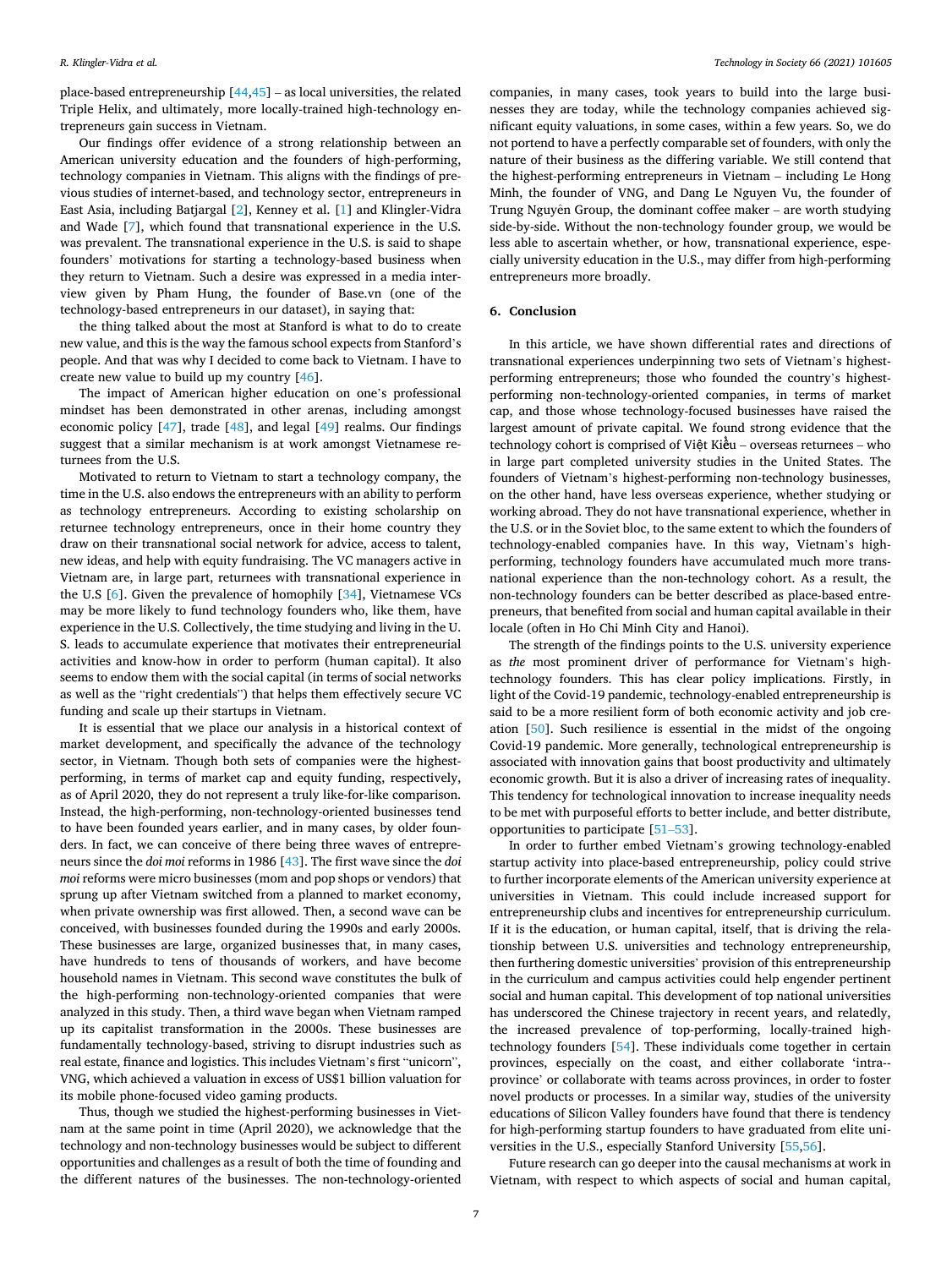place-based entrepreneurship [44,45] – as local universities, the related Triple Helix, and ultimately, more locally-trained high-technology entrepreneurs gain success in Vietnam.

Our findings offer evidence of a strong relationship between an American university education and the founders of high-performing, technology companies in Vietnam. This aligns with the findings of previous studies of internet-based, and technology sector, entrepreneurs in East Asia, including Batjargal [2], Kenney et al. [1] and Klingler-Vidra and Wade [7], which found that transnational experience in the U.S. was prevalent. The transnational experience in the U.S. is said to shape founders' motivations for starting a technology-based business when they return to Vietnam. Such a desire was expressed in a media interview given by Pham Hung, the founder of Base.vn (one of the technology-based entrepreneurs in our dataset), in saying that:

the thing talked about the most at Stanford is what to do to create new value, and this is the way the famous school expects from Stanford's people. And that was why I decided to come back to Vietnam. I have to create new value to build up my country [46].

The impact of American higher education on one's professional mindset has been demonstrated in other arenas, including economic policy [47], trade [48], and legal [49] realms. Our findings suggest that a similar mechanism is at work amongst Vietnamese returnees from the U.S.

Motivated to return to Vietnam to start a technology company, the time in the U.S. also endows the entrepreneurs with an ability to perform as technology entrepreneurs. According to existing scholarship on returnee technology entrepreneurs, once in their home country they draw on their transnational social network for advice, access to talent, new ideas, and help with equity fundraising. The VC managers active in Vietnam are, in large part, returnees with transnational experience in the U.S [6]. Given the prevalence of homophily [34], Vietnamese VCs may be more likely to fund technology founders who, like them, have experience in the U.S. Collectively, the time studying and living in the U.S. leads to accumulate experience that motivates their entrepreneurial activities and know-how in order to perform (human capital). It also seems to endow them with the social capital (in terms of social networks as well as the "right credentials") that helps them effectively secure VC funding and scale up their startups in Vietnam.

It is essential that we place our analysis in a historical context of market development, and specifically the advance of the technology sector, in Vietnam. Though both sets of companies were the highest-performing, in terms of market cap and equity funding, respectively, as of April 2020, they do not represent a truly like-for-like comparison. Instead, the high-performing, non-technology-oriented businesses tend to have been founded years earlier, and in many cases, by older founders. In fact, we can conceive of there being three waves of entrepreneurs since the *doi moi* reforms in 1986 [43]. The first wave since the *doi moi* reforms were micro businesses (mom and pop shops or vendors) that sprung up after Vietnam switched from a planned to market economy, when private ownership was first allowed. Then, a second wave can be conceived, with businesses founded during the 1990s and early 2000s. These businesses are large, organized businesses that, in many cases, have hundreds to tens of thousands of workers, and have become household names in Vietnam. This second wave constitutes the bulk of the high-performing non-technology-oriented companies that were analyzed in this study. Then, a third wave began when Vietnam ramped up its capitalist transformation in the 2000s. These businesses are fundamentally technology-based, striving to disrupt industries such as real estate, finance and logistics. This includes Vietnam's first "unicorn", VNG, which achieved a valuation in excess of US$1 billion valuation for its mobile phone-focused video gaming products.

Thus, though we studied the highest-performing businesses in Vietnam at the same point in time (April 2020), we acknowledge that the technology and non-technology businesses would be subject to different opportunities and challenges as a result of both the time of founding and the different natures of the businesses. The non-technology-oriented companies, in many cases, took years to build into the large businesses they are today, while the technology companies achieved significant equity valuations, in some cases, within a few years. So, we do not portend to have a perfectly comparable set of founders, with only the nature of their business as the differing variable. We still contend that the highest-performing entrepreneurs in Vietnam – including Le Hong Minh, the founder of VNG, and Dang Le Nguyen Vu, the founder of Trung Nguyên Group, the dominant coffee maker – are worth studying side-by-side. Without the non-technology founder group, we would be less able to ascertain whether, or how, transnational experience, especially university education in the U.S., may differ from high-performing entrepreneurs more broadly.

## 6. Conclusion

In this article, we have shown differential rates and directions of transnational experiences underpinning two sets of Vietnam's highest-performing entrepreneurs; those who founded the country's highest-performing non-technology-oriented companies, in terms of market cap, and those whose technology-focused businesses have raised the largest amount of private capital. We found strong evidence that the technology cohort is comprised of Việt Kiều – overseas returnees – who in large part completed university studies in the United States. The founders of Vietnam's highest-performing non-technology businesses, on the other hand, have less overseas experience, whether studying or working abroad. They do not have transnational experience, whether in the U.S. or in the Soviet bloc, to the same extent to which the founders of technology-enabled companies have. In this way, Vietnam's high-performing, technology founders have accumulated much more transnational experience than the non-technology cohort. As a result, the non-technology founders can be better described as place-based entrepreneurs, that benefited from social and human capital available in their locale (often in Ho Chi Minh City and Hanoi).

The strength of the findings points to the U.S. university experience as *the* most prominent driver of performance for Vietnam's high-technology founders. This has clear policy implications. Firstly, in light of the Covid-19 pandemic, technology-enabled entrepreneurship is said to be a more resilient form of both economic activity and job creation [50]. Such resilience is essential in the midst of the ongoing Covid-19 pandemic. More generally, technological entrepreneurship is associated with innovation gains that boost productivity and ultimately economic growth. But it is also a driver of increasing rates of inequality. This tendency for technological innovation to increase inequality needs to be met with purposeful efforts to better include, and better distribute, opportunities to participate [51–53].

In order to further embed Vietnam's growing technology-enabled startup activity into place-based entrepreneurship, policy could strive to further incorporate elements of the American university experience at universities in Vietnam. This could include increased support for entrepreneurship clubs and incentives for entrepreneurship curriculum. If it is the education, or human capital, itself, that is driving the relationship between U.S. universities and technology entrepreneurship, then furthering domestic universities' provision of this entrepreneurship in the curriculum and campus activities could help engender pertinent social and human capital. This development of top national universities has underscored the Chinese trajectory in recent years, and relatedly, the increased prevalence of top-performing, locally-trained high-technology founders [54]. These individuals come together in certain provinces, especially on the coast, and either collaborate 'intra-province' or collaborate with teams across provinces, in order to foster novel products or processes. In a similar way, studies of the university educations of Silicon Valley founders have found that there is tendency for high-performing startup founders to have graduated from elite universities in the U.S., especially Stanford University [55,56].

Future research can go deeper into the causal mechanisms at work in Vietnam, with respect to which aspects of social and human capital,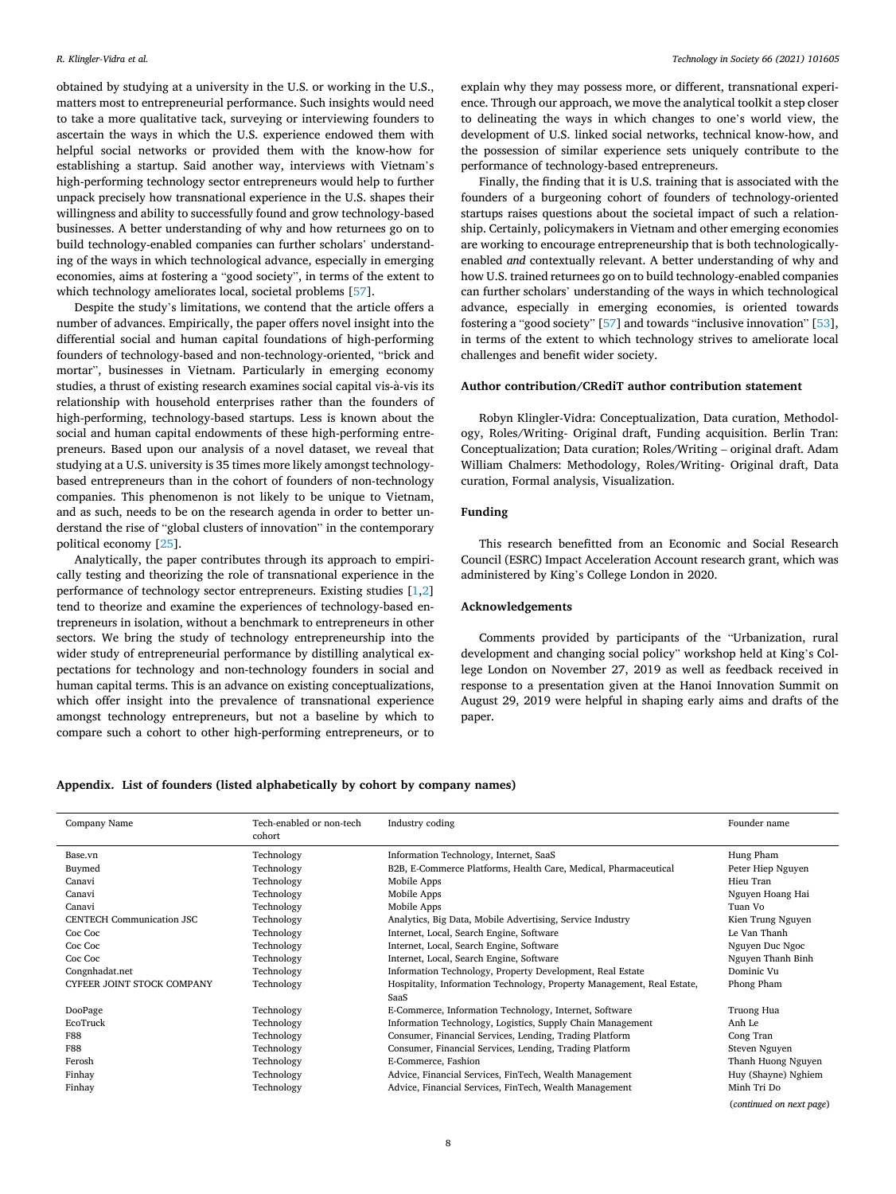obtained by studying at a university in the U.S. or working in the U.S., matters most to entrepreneurial performance. Such insights would need to take a more qualitative tack, surveying or interviewing founders to ascertain the ways in which the U.S. experience endowed them with helpful social networks or provided them with the know-how for establishing a startup. Said another way, interviews with Vietnam's high-performing technology sector entrepreneurs would help to further unpack precisely how transnational experience in the U.S. shapes their willingness and ability to successfully found and grow technology-based businesses. A better understanding of why and how returnees go on to build technology-enabled companies can further scholars' understanding of the ways in which technological advance, especially in emerging economies, aims at fostering a "good society", in terms of the extent to which technology ameliorates local, societal problems [57].

Despite the study's limitations, we contend that the article offers a number of advances. Empirically, the paper offers novel insight into the differential social and human capital foundations of high-performing founders of technology-based and non-technology-oriented, "brick and mortar", businesses in Vietnam. Particularly in emerging economy studies, a thrust of existing research examines social capital vis-à-vis its relationship with household enterprises rather than the founders of high-performing, technology-based startups. Less is known about the social and human capital endowments of these high-performing entrepreneurs. Based upon our analysis of a novel dataset, we reveal that studying at a U.S. university is 35 times more likely amongst technology-based entrepreneurs than in the cohort of founders of non-technology companies. This phenomenon is not likely to be unique to Vietnam, and as such, needs to be on the research agenda in order to better understand the rise of "global clusters of innovation" in the contemporary political economy [25].

Analytically, the paper contributes through its approach to empirically testing and theorizing the role of transnational experience in the performance of technology sector entrepreneurs. Existing studies [1,2] tend to theorize and examine the experiences of technology-based entrepreneurs in isolation, without a benchmark to entrepreneurs in other sectors. We bring the study of technology entrepreneurship into the wider study of entrepreneurial performance by distilling analytical expectations for technology and non-technology founders in social and human capital terms. This is an advance on existing conceptualizations, which offer insight into the prevalence of transnational experience amongst technology entrepreneurs, but not a baseline by which to compare such a cohort to other high-performing entrepreneurs, or to explain why they may possess more, or different, transnational experience. Through our approach, we move the analytical toolkit a step closer to delineating the ways in which changes to one's world view, the development of U.S. linked social networks, technical know-how, and the possession of similar experience sets uniquely contribute to the performance of technology-based entrepreneurs.

Finally, the finding that it is U.S. training that is associated with the founders of a burgeoning cohort of founders of technology-oriented startups raises questions about the societal impact of such a relationship. Certainly, policymakers in Vietnam and other emerging economies are working to encourage entrepreneurship that is both technologically-enabled *and* contextually relevant. A better understanding of why and how U.S. trained returnees go on to build technology-enabled companies can further scholars' understanding of the ways in which technological advance, especially in emerging economies, is oriented towards fostering a "good society" [57] and towards "inclusive innovation" [53], in terms of the extent to which technology strives to ameliorate local challenges and benefit wider society.

### Author contribution/CRediT author contribution statement

Robyn Klingler-Vidra: Conceptualization, Data curation, Methodology, Roles/Writing- Original draft, Funding acquisition. Berlin Tran: Conceptualization; Data curation; Roles/Writing – original draft. Adam William Chalmers: Methodology, Roles/Writing- Original draft, Data curation, Formal analysis, Visualization.

### Funding

This research benefitted from an Economic and Social Research Council (ESRC) Impact Acceleration Account research grant, which was administered by King's College London in 2020.

### Acknowledgements

Comments provided by participants of the "Urbanization, rural development and changing social policy" workshop held at King's College London on November 27, 2019 as well as feedback received in response to a presentation given at the Hanoi Innovation Summit on August 29, 2019 were helpful in shaping early aims and drafts of the paper.

### Appendix. List of founders (listed alphabetically by cohort by company names)

| Company Name | Tech-enabled or non-tech cohort | Industry coding | Founder name |
|---|---|---|---|
| Base.vn | Technology | Information Technology, Internet, SaaS | Hung Pham |
| Buymed | Technology | B2B, E-Commerce Platforms, Health Care, Medical, Pharmaceutical | Peter Hiep Nguyen |
| Canavi | Technology | Mobile Apps | Hieu Tran |
| Canavi | Technology | Mobile Apps | Nguyen Hoang Hai |
| Canavi | Technology | Mobile Apps | Tuan Vo |
| CENTECH Communication JSC | Technology | Analytics, Big Data, Mobile Advertising, Service Industry | Kien Trung Nguyen |
| Coc Coc | Technology | Internet, Local, Search Engine, Software | Le Van Thanh |
| Coc Coc | Technology | Internet, Local, Search Engine, Software | Nguyen Duc Ngoc |
| Coc Coc | Technology | Internet, Local, Search Engine, Software | Nguyen Thanh Binh |
| Congnhadat.net | Technology | Information Technology, Property Development, Real Estate | Dominic Vu |
| CYFEER JOINT STOCK COMPANY | Technology | Hospitality, Information Technology, Property Management, Real Estate, SaaS | Phong Pham |
| DooPage | Technology | E-Commerce, Information Technology, Internet, Software | Truong Hua |
| EcoTruck | Technology | Information Technology, Logistics, Supply Chain Management | Anh Le |
| F88 | Technology | Consumer, Financial Services, Lending, Trading Platform | Cong Tran |
| F88 | Technology | Consumer, Financial Services, Lending, Trading Platform | Steven Nguyen |
| Ferosh | Technology | E-Commerce, Fashion | Thanh Huong Nguyen |
| Finhay | Technology | Advice, Financial Services, FinTech, Wealth Management | Huy (Shayne) Nghiem |
| Finhay | Technology | Advice, Financial Services, FinTech, Wealth Management | Minh Tri Do |

(*continued on next page*)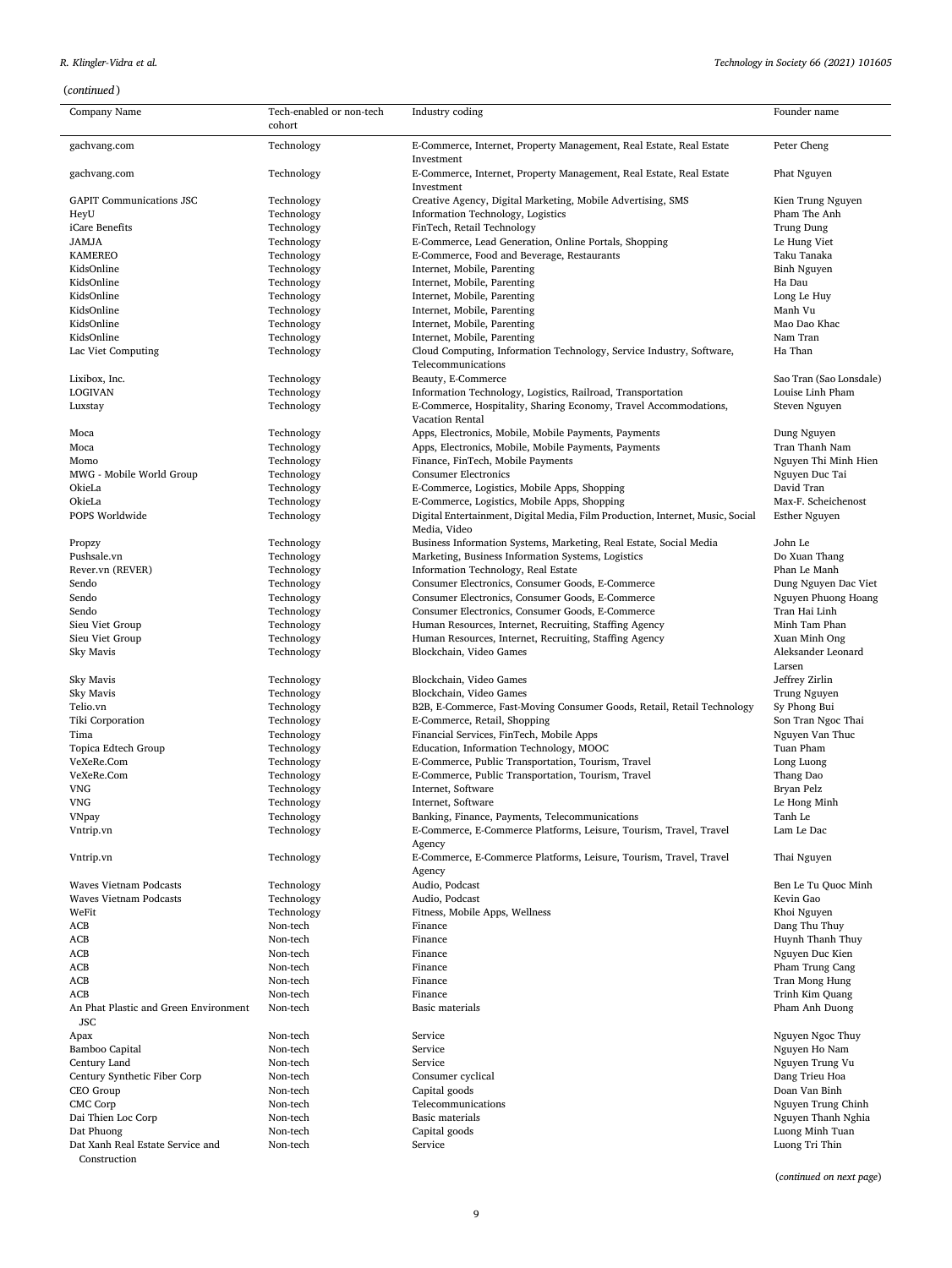(*continued*)

| Company Name | Tech-enabled or non-tech cohort | Industry coding | Founder name |
|---|---|---|---|
| gachvang.com | Technology | E-Commerce, Internet, Property Management, Real Estate, Real Estate Investment | Peter Cheng |
| gachvang.com | Technology | E-Commerce, Internet, Property Management, Real Estate, Real Estate Investment | Phat Nguyen |
| GAPIT Communications JSC | Technology | Creative Agency, Digital Marketing, Mobile Advertising, SMS | Kien Trung Nguyen |
| HeyU | Technology | Information Technology, Logistics | Pham The Anh |
| iCare Benefits | Technology | FinTech, Retail Technology | Trung Dung |
| JAMJA | Technology | E-Commerce, Lead Generation, Online Portals, Shopping | Le Hung Viet |
| KAMEREO | Technology | E-Commerce, Food and Beverage, Restaurants | Taku Tanaka |
| KidsOnline | Technology | Internet, Mobile, Parenting | Binh Nguyen |
| KidsOnline | Technology | Internet, Mobile, Parenting | Ha Dau |
| KidsOnline | Technology | Internet, Mobile, Parenting | Long Le Huy |
| KidsOnline | Technology | Internet, Mobile, Parenting | Manh Vu |
| KidsOnline | Technology | Internet, Mobile, Parenting | Mao Dao Khac |
| KidsOnline | Technology | Internet, Mobile, Parenting | Nam Tran |
| Lac Viet Computing | Technology | Cloud Computing, Information Technology, Service Industry, Software, Telecommunications | Ha Than |
| Lixibox, Inc. | Technology | Beauty, E-Commerce | Sao Tran (Sao Lonsdale) |
| LOGIVAN | Technology | Information Technology, Logistics, Railroad, Transportation | Louise Linh Pham |
| Luxstay | Technology | E-Commerce, Hospitality, Sharing Economy, Travel Accommodations, Vacation Rental | Steven Nguyen |
| Moca | Technology | Apps, Electronics, Mobile, Mobile Payments, Payments | Dung Nguyen |
| Moca | Technology | Apps, Electronics, Mobile, Mobile Payments, Payments | Tran Thanh Nam |
| Momo | Technology | Finance, FinTech, Mobile Payments | Nguyen Thi Minh Hien |
| MWG - Mobile World Group | Technology | Consumer Electronics | Nguyen Duc Tai |
| OkieLa | Technology | E-Commerce, Logistics, Mobile Apps, Shopping | David Tran |
| OkieLa | Technology | E-Commerce, Logistics, Mobile Apps, Shopping | Max-F. Scheichenost |
| POPS Worldwide | Technology | Digital Entertainment, Digital Media, Film Production, Internet, Music, Social Media, Video | Esther Nguyen |
| Propzy | Technology | Business Information Systems, Marketing, Real Estate, Social Media | John Le |
| Pushsale.vn | Technology | Marketing, Business Information Systems, Logistics | Do Xuan Thang |
| Rever.vn (REVER) | Technology | Information Technology, Real Estate | Phan Le Manh |
| Sendo | Technology | Consumer Electronics, Consumer Goods, E-Commerce | Dung Nguyen Dac Viet |
| Sendo | Technology | Consumer Electronics, Consumer Goods, E-Commerce | Nguyen Phuong Hoang |
| Sendo | Technology | Consumer Electronics, Consumer Goods, E-Commerce | Tran Hai Linh |
| Sieu Viet Group | Technology | Human Resources, Internet, Recruiting, Staffing Agency | Minh Tam Phan |
| Sieu Viet Group | Technology | Human Resources, Internet, Recruiting, Staffing Agency | Xuan Minh Ong |
| Sky Mavis | Technology | Blockchain, Video Games | Aleksander Leonard Larsen |
| Sky Mavis | Technology | Blockchain, Video Games | Jeffrey Zirlin |
| Sky Mavis | Technology | Blockchain, Video Games | Trung Nguyen |
| Telio.vn | Technology | B2B, E-Commerce, Fast-Moving Consumer Goods, Retail, Retail Technology | Sy Phong Bui |
| Tiki Corporation | Technology | E-Commerce, Retail, Shopping | Son Tran Ngoc Thai |
| Tima | Technology | Financial Services, FinTech, Mobile Apps | Nguyen Van Thuc |
| Topica Edtech Group | Technology | Education, Information Technology, MOOC | Tuan Pham |
| VeXeRe.Com | Technology | E-Commerce, Public Transportation, Tourism, Travel | Long Luong |
| VeXeRe.Com | Technology | E-Commerce, Public Transportation, Tourism, Travel | Thang Dao |
| VNG | Technology | Internet, Software | Bryan Pelz |
| VNG | Technology | Internet, Software | Le Hong Minh |
| VNpay | Technology | Banking, Finance, Payments, Telecommunications | Tanh Le |
| Vntrip.vn | Technology | E-Commerce, E-Commerce Platforms, Leisure, Tourism, Travel, Travel Agency | Lam Le Dac |
| Vntrip.vn | Technology | E-Commerce, E-Commerce Platforms, Leisure, Tourism, Travel, Travel Agency | Thai Nguyen |
| Waves Vietnam Podcasts | Technology | Audio, Podcast | Ben Le Tu Quoc Minh |
| Waves Vietnam Podcasts | Technology | Audio, Podcast | Kevin Gao |
| WeFit | Technology | Fitness, Mobile Apps, Wellness | Khoi Nguyen |
| ACB | Non-tech | Finance | Dang Thu Thuy |
| ACB | Non-tech | Finance | Huynh Thanh Thuy |
| ACB | Non-tech | Finance | Nguyen Duc Kien |
| ACB | Non-tech | Finance | Pham Trung Cang |
| ACB | Non-tech | Finance | Tran Mong Hung |
| ACB | Non-tech | Finance | Trinh Kim Quang |
| An Phat Plastic and Green Environment JSC | Non-tech | Basic materials | Pham Anh Duong |
| Apax | Non-tech | Service | Nguyen Ngoc Thuy |
| Bamboo Capital | Non-tech | Service | Nguyen Ho Nam |
| Century Land | Non-tech | Service | Nguyen Trung Vu |
| Century Synthetic Fiber Corp | Non-tech | Consumer cyclical | Dang Trieu Hoa |
| CEO Group | Non-tech | Capital goods | Doan Van Binh |
| CMC Corp | Non-tech | Telecommunications | Nguyen Trung Chinh |
| Dai Thien Loc Corp | Non-tech | Basic materials | Nguyen Thanh Nghia |
| Dat Phuong | Non-tech | Capital goods | Luong Minh Tuan |
| Dat Xanh Real Estate Service and Construction | Non-tech | Service | Luong Tri Thin |

(*continued on next page*)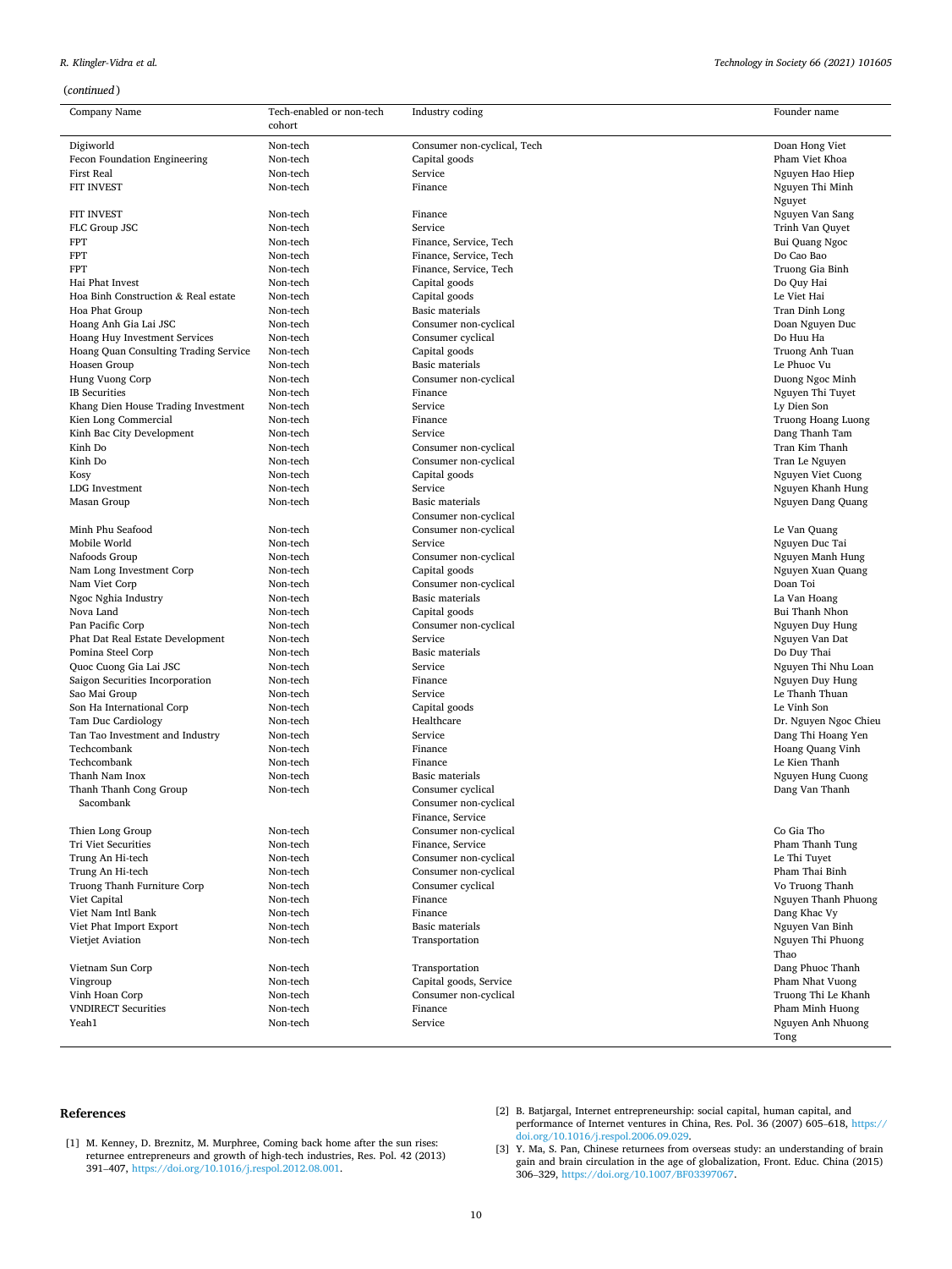(*continued*)

| Company Name | Tech-enabled or non-tech cohort | Industry coding | Founder name |
|---|---|---|---|
| Digiworld | Non-tech | Consumer non-cyclical, Tech | Doan Hong Viet |
| Fecon Foundation Engineering | Non-tech | Capital goods | Pham Viet Khoa |
| First Real | Non-tech | Service | Nguyen Hao Hiep |
| FIT INVEST | Non-tech | Finance | Nguyen Thi Minh Nguyet |
| FIT INVEST | Non-tech | Finance | Nguyen Van Sang |
| FLC Group JSC | Non-tech | Service | Trinh Van Quyet |
| FPT | Non-tech | Finance, Service, Tech | Bui Quang Ngoc |
| FPT | Non-tech | Finance, Service, Tech | Do Cao Bao |
| FPT | Non-tech | Finance, Service, Tech | Truong Gia Binh |
| Hai Phat Invest | Non-tech | Capital goods | Do Quy Hai |
| Hoa Binh Construction & Real estate | Non-tech | Capital goods | Le Viet Hai |
| Hoa Phat Group | Non-tech | Basic materials | Tran Dinh Long |
| Hoang Anh Gia Lai JSC | Non-tech | Consumer non-cyclical | Doan Nguyen Duc |
| Hoang Huy Investment Services | Non-tech | Consumer cyclical | Do Huu Ha |
| Hoang Quan Consulting Trading Service | Non-tech | Capital goods | Truong Anh Tuan |
| Hoasen Group | Non-tech | Basic materials | Le Phuoc Vu |
| Hung Vuong Corp | Non-tech | Consumer non-cyclical | Duong Ngoc Minh |
| IB Securities | Non-tech | Finance | Nguyen Thi Tuyet |
| Khang Dien House Trading Investment | Non-tech | Service | Ly Dien Son |
| Kien Long Commercial | Non-tech | Finance | Truong Hoang Luong |
| Kinh Bac City Development | Non-tech | Service | Dang Thanh Tam |
| Kinh Do | Non-tech | Consumer non-cyclical | Tran Kim Thanh |
| Kinh Do | Non-tech | Consumer non-cyclical | Tran Le Nguyen |
| Kosy | Non-tech | Capital goods | Nguyen Viet Cuong |
| LDG Investment | Non-tech | Service | Nguyen Khanh Hung |
| Masan Group | Non-tech | Basic materials<br>Consumer non-cyclical | Nguyen Dang Quang |
| Minh Phu Seafood | Non-tech | Consumer non-cyclical | Le Van Quang |
| Mobile World | Non-tech | Service | Nguyen Duc Tai |
| Nafoods Group | Non-tech | Consumer non-cyclical | Nguyen Manh Hung |
| Nam Long Investment Corp | Non-tech | Capital goods | Nguyen Xuan Quang |
| Nam Viet Corp | Non-tech | Consumer non-cyclical | Doan Toi |
| Ngoc Nghia Industry | Non-tech | Basic materials | La Van Hoang |
| Nova Land | Non-tech | Capital goods | Bui Thanh Nhon |
| Pan Pacific Corp | Non-tech | Consumer non-cyclical | Nguyen Duy Hung |
| Phat Dat Real Estate Development | Non-tech | Service | Nguyen Van Dat |
| Pomina Steel Corp | Non-tech | Basic materials | Do Duy Thai |
| Quoc Cuong Gia Lai JSC | Non-tech | Service | Nguyen Thi Nhu Loan |
| Saigon Securities Incorporation | Non-tech | Finance | Nguyen Duy Hung |
| Sao Mai Group | Non-tech | Service | Le Thanh Thuan |
| Son Ha International Corp | Non-tech | Capital goods | Le Vinh Son |
| Tam Duc Cardiology | Non-tech | Healthcare | Dr. Nguyen Ngoc Chieu |
| Tan Tao Investment and Industry | Non-tech | Service | Dang Thi Hoang Yen |
| Techcombank | Non-tech | Finance | Hoang Quang Vinh |
| Techcombank | Non-tech | Finance | Le Kien Thanh |
| Thanh Nam Inox | Non-tech | Basic materials | Nguyen Hung Cuong |
| Thanh Thanh Cong Group Sacombank | Non-tech | Consumer cyclical<br>Consumer non-cyclical<br>Finance, Service | Dang Van Thanh |
| Thien Long Group | Non-tech | Consumer non-cyclical | Co Gia Tho |
| Tri Viet Securities | Non-tech | Finance, Service | Pham Thanh Tung |
| Trung An Hi-tech | Non-tech | Consumer non-cyclical | Le Thi Tuyet |
| Trung An Hi-tech | Non-tech | Consumer non-cyclical | Pham Thai Binh |
| Truong Thanh Furniture Corp | Non-tech | Consumer cyclical | Vo Truong Thanh |
| Viet Capital | Non-tech | Finance | Nguyen Thanh Phuong |
| Viet Nam Intl Bank | Non-tech | Finance | Dang Khac Vy |
| Viet Phat Import Export | Non-tech | Basic materials | Nguyen Van Binh |
| Vietjet Aviation | Non-tech | Transportation | Nguyen Thi Phuong Thao |
| Vietnam Sun Corp | Non-tech | Transportation | Dang Phuoc Thanh |
| Vingroup | Non-tech | Capital goods, Service | Pham Nhat Vuong |
| Vinh Hoan Corp | Non-tech | Consumer non-cyclical | Truong Thi Le Khanh |
| VNDIRECT Securities | Non-tech | Finance | Pham Minh Huong |
| Yeah1 | Non-tech | Service | Nguyen Anh Nhuong Tong |

## References

[1] M. Kenney, D. Breznitz, M. Murphree, Coming back home after the sun rises: returnee entrepreneurs and growth of high-tech industries, Res. Pol. 42 (2013) 391–407, https://doi.org/10.1016/j.respol.2012.08.001.

[2] B. Batjargal, Internet entrepreneurship: social capital, human capital, and performance of Internet ventures in China, Res. Pol. 36 (2007) 605–618, https://doi.org/10.1016/j.respol.2006.09.029.

[3] Y. Ma, S. Pan, Chinese returnees from overseas study: an understanding of brain gain and brain circulation in the age of globalization, Front. Educ. China (2015) 306–329, https://doi.org/10.1007/BF03397067.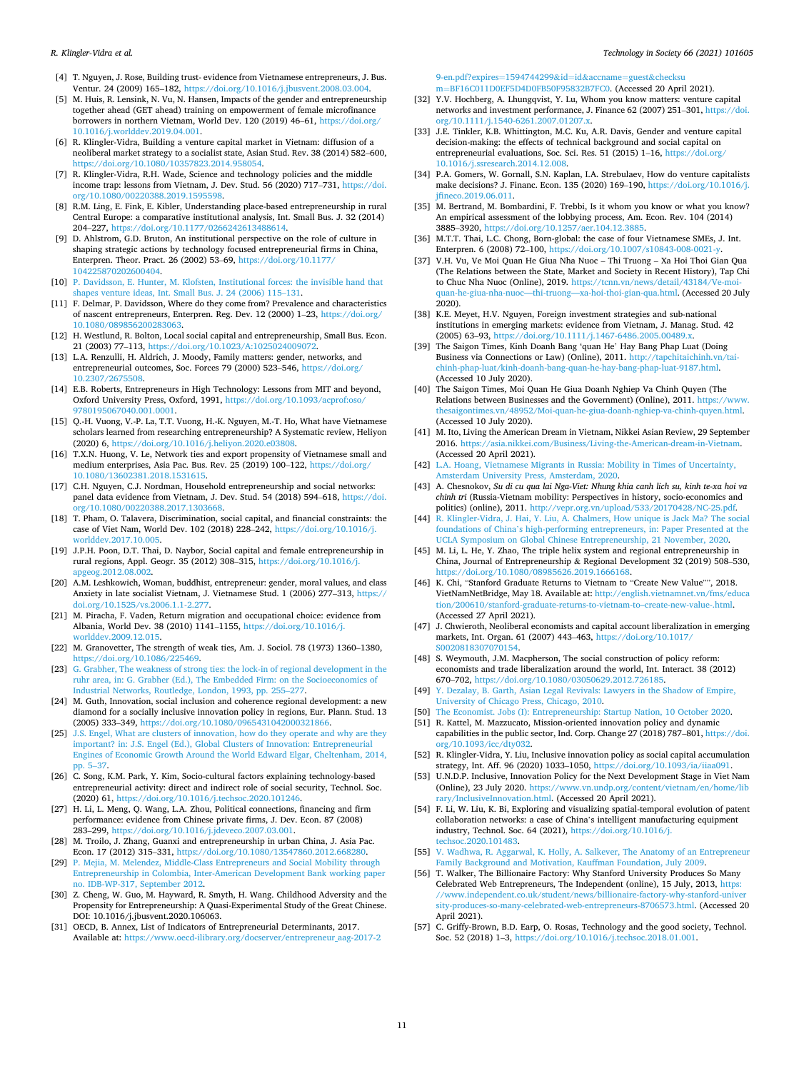[4] T. Nguyen, J. Rose, Building trust- evidence from Vietnamese entrepreneurs, J. Bus. Ventur. 24 (2009) 165–182, https://doi.org/10.1016/j.jbusvent.2008.03.004.

[5] M. Huis, R. Lensink, N. Vu, N. Hansen, Impacts of the gender and entrepreneurship together ahead (GET ahead) training on empowerment of female microfinance borrowers in northern Vietnam, World Dev. 120 (2019) 46–61, https://doi.org/10.1016/j.worlddev.2019.04.001.

[6] R. Klingler-Vidra, Building a venture capital market in Vietnam: diffusion of a neoliberal market strategy to a socialist state, Asian Stud. Rev. 38 (2014) 582–600, https://doi.org/10.1080/10357823.2014.958054.

[7] R. Klingler-Vidra, R.H. Wade, Science and technology policies and the middle income trap: lessons from Vietnam, J. Dev. Stud. 56 (2020) 717–731, https://doi.org/10.1080/00220388.2019.1595598.

[8] R.M. Ling, E. Fink, E. Kibler, Understanding place-based entrepreneurship in rural Central Europe: a comparative institutional analysis, Int. Small Bus. J. 32 (2014) 204–227, https://doi.org/10.1177/0266242613488614.

[9] D. Ahlstrom, G.D. Bruton, An institutional perspective on the role of culture in shaping strategic actions by technology focused entrepreneurial firms in China, Enterpren. Theor. Pract. 26 (2002) 53–69, https://doi.org/10.1177/104225870202600404.

[10] P. Davidsson, E. Hunter, M. Klofsten, Institutional forces: the invisible hand that shapes venture ideas, Int. Small Bus. J. 24 (2006) 115–131.

[11] F. Delmar, P. Davidsson, Where do they come from? Prevalence and characteristics of nascent entrepreneurs, Enterpren. Reg. Dev. 12 (2000) 1–23, https://doi.org/10.1080/089856200283063.

[12] H. Westlund, R. Bolton, Local social capital and entrepreneurship, Small Bus. Econ. 21 (2003) 77–113, https://doi.org/10.1023/A:1025024009072.

[13] L.A. Renzulli, H. Aldrich, J. Moody, Family matters: gender, networks, and entrepreneurial outcomes, Soc. Forces 79 (2000) 523–546, https://doi.org/10.2307/2675508.

[14] E.B. Roberts, Entrepreneurs in High Technology: Lessons from MIT and beyond, Oxford University Press, Oxford, 1991, https://doi.org/10.1093/acprof:oso/9780195067040.001.0001.

[15] Q.-H. Vuong, V.-P. La, T.T. Vuong, H.-K. Nguyen, M.-T. Ho, What have Vietnamese scholars learned from researching entrepreneurship? A Systematic review, Heliyon (2020) 6, https://doi.org/10.1016/j.heliyon.2020.e03808.

[16] T.X.N. Huong, V. Le, Network ties and export propensity of Vietnamese small and medium enterprises, Asia Pac. Bus. Rev. 25 (2019) 100–122, https://doi.org/10.1080/13602381.2018.1531615.

[17] C.H. Nguyen, C.J. Nordman, Household entrepreneurship and social networks: panel data evidence from Vietnam, J. Dev. Stud. 54 (2018) 594–618, https://doi.org/10.1080/00220388.2017.1303668.

[18] T. Pham, O. Talavera, Discrimination, social capital, and financial constraints: the case of Viet Nam, World Dev. 102 (2018) 228–242, https://doi.org/10.1016/j.worlddev.2017.10.005.

[19] J.P.H. Poon, D.T. Thai, D. Naybor, Social capital and female entrepreneurship in rural regions, Appl. Geogr. 35 (2012) 308–315, https://doi.org/10.1016/j.apgeog.2012.08.002.

[20] A.M. Leshkowich, Woman, buddhist, entrepreneur: gender, moral values, and class Anxiety in late socialist Vietnam, J. Vietnamese Stud. 1 (2006) 277–313, https://doi.org/10.1525/vs.2006.1.1-2.277.

[21] M. Piracha, F. Vaden, Return migration and occupational choice: evidence from Albania, World Dev. 38 (2010) 1141–1155, https://doi.org/10.1016/j.worlddev.2009.12.015.

[22] M. Granovetter, The strength of weak ties, Am. J. Sociol. 78 (1973) 1360–1380, https://doi.org/10.1086/225469.

[23] G. Grabher, The weakness of strong ties: the lock-in of regional development in the ruhr area, in: G. Grabher (Ed.), The Embedded Firm: on the Socioeconomics of Industrial Networks, Routledge, London, 1993, pp. 255–277.

[24] M. Guth, Innovation, social inclusion and coherence regional development: a new diamond for a socially inclusive innovation policy in regions, Eur. Plann. Stud. 13 (2005) 333–349, https://doi.org/10.1080/0965431042000321866.

[25] J.S. Engel, What are clusters of innovation, how do they operate and why are they important? in: J.S. Engel (Ed.), Global Clusters of Innovation: Entrepreneurial Engines of Economic Growth Around the World Edward Elgar, Cheltenham, 2014, pp. 5–37.

[26] C. Song, K.M. Park, Y. Kim, Socio-cultural factors explaining technology-based entrepreneurial activity: direct and indirect role of social security, Technol. Soc. (2020) 61, https://doi.org/10.1016/j.techsoc.2020.101246.

[27] H. Li, L. Meng, Q. Wang, L.A. Zhou, Political connections, financing and firm performance: evidence from Chinese private firms, J. Dev. Econ. 87 (2008) 283–299, https://doi.org/10.1016/j.jdeveco.2007.03.001.

[28] M. Troilo, J. Zhang, Guanxi and entrepreneurship in urban China, J. Asia Pac. Econ. 17 (2012) 315–331, https://doi.org/10.1080/13547860.2012.668280.

[29] P. Mejia, M. Melendez, Middle-Class Entrepreneurs and Social Mobility through Entrepreneurship in Colombia, Inter-American Development Bank working paper no. IDB-WP-317, September 2012.

[30] Z. Cheng, W. Guo, M. Hayward, R. Smyth, H. Wang. Childhood Adversity and the Propensity for Entrepreneurship: A Quasi-Experimental Study of the Great Chinese. DOI: 10.1016/j.jbusvent.2020.106063.

[31] OECD, B. Annex, List of Indicators of Entrepreneurial Determinants, 2017. Available at: https://www.oecd-ilibrary.org/docserver/entrepreneur_aag-2017-29-en.pdf?expires=1594744299&id=id&accname=guest&checksum=BF16C011D0EF5D4D0FB50F95832B7FC0. (Accessed 20 April 2021).

[32] Y.V. Hochberg, A. Lhungqvist, Y. Lu, Whom you know matters: venture capital networks and investment performance, J. Finance 62 (2007) 251–301, https://doi.org/10.1111/j.1540-6261.2007.01207.x.

[33] J.E. Tinkler, K.B. Whittington, M.C. Ku, A.R. Davis, Gender and venture capital decision-making: the effects of technical background and social capital on entrepreneurial evaluations, Soc. Sci. Res. 51 (2015) 1–16, https://doi.org/10.1016/j.ssresearch.2014.12.008.

[34] P.A. Gomers, W. Gornall, S.N. Kaplan, I.A. Strebulaev, How do venture capitalists make decisions? J. Financ. Econ. 135 (2020) 169–190, https://doi.org/10.1016/j.jfineco.2019.06.011.

[35] M. Bertrand, M. Bombardini, F. Trebbi, Is it whom you know or what you know? An empirical assessment of the lobbying process, Am. Econ. Rev. 104 (2014) 3885–3920, https://doi.org/10.1257/aer.104.12.3885.

[36] M.T.T. Thai, L.C. Chong, Born-global: the case of four Vietnamese SMEs, J. Int. Enterpren. 6 (2008) 72–100, https://doi.org/10.1007/s10843-008-0021-y.

[37] V.H. Vu, Ve Moi Quan He Giua Nha Nuoc – Thi Truong – Xa Hoi Thoi Gian Qua (The Relations between the State, Market and Society in Recent History), Tap Chi to Chuc Nha Nuoc (Online), 2019. https://tcnn.vn/news/detail/43184/Ve-moi-quan-he-giua-nha-nuoc—thi-truong—xa-hoi-thoi-gian-qua.html. (Accessed 20 July 2020).

[38] K.E. Meyet, H.V. Nguyen, Foreign investment strategies and sub-national institutions in emerging markets: evidence from Vietnam, J. Manag. Stud. 42 (2005) 63–93, https://doi.org/10.1111/j.1467-6486.2005.00489.x.

[39] The Saigon Times, Kinh Doanh Bang 'quan He' Hay Bang Phap Luat (Doing Business via Connections or Law) (Online), 2011. http://tapchitaichinh.vn/tai-chinh-phap-luat/kinh-doanh-bang-quan-he-hay-bang-phap-luat-9187.html. (Accessed 10 July 2020).

[40] The Saigon Times, Moi Quan He Giua Doanh Nghiep Va Chinh Quyen (The Relations between Businesses and the Government) (Online), 2011. https://www.thesaigontimes.vn/48952/Moi-quan-he-giua-doanh-nghiep-va-chinh-quyen.html. (Accessed 10 July 2020).

[41] M. Ito, Living the American Dream in Vietnam, Nikkei Asian Review, 29 September 2016. https://asia.nikkei.com/Business/Living-the-American-dream-in-Vietnam. (Accessed 20 April 2021).

[42] L.A. Hoang, Vietnamese Migrants in Russia: Mobility in Times of Uncertainty, Amsterdam University Press, Amsterdam, 2020.

[43] A. Chesnokov, *Su di cu qua lai Nga-Viet: Nhung khia canh lich su, kinh te-xa hoi va chinh tri* (Russia-Vietnam mobility: Perspectives in history, socio-economics and politics) (online), 2011. http://vepr.org.vn/upload/533/20170428/NC-25.pdf.

[44] R. Klingler-Vidra, J. Hai, Y. Liu, A. Chalmers, How unique is Jack Ma? The social foundations of China's high-performing entrepreneurs, in: Paper Presented at the UCLA Symposium on Global Chinese Entrepreneurship, 21 November, 2020.

[45] M. Li, L. He, Y. Zhao, The triple helix system and regional entrepreneurship in China, Journal of Entrepreneurship & Regional Development 32 (2019) 508–530, https://doi.org/10.1080/08985626.2019.1666168.

[46] K. Chi, "Stanford Graduate Returns to Vietnam to "Create New Value"", 2018. VietNamNetBridge, May 18. Available at: http://english.vietnamnet.vn/fms/education/200610/stanford-graduate-returns-to-vietnam-to–create-new-value-.html. (Accessed 27 April 2021).

[47] J. Chwieroth, Neoliberal economists and capital account liberalization in emerging markets, Int. Organ. 61 (2007) 443–463, https://doi.org/10.1017/S0020818307070154.

[48] S. Weymouth, J.M. Macpherson, The social construction of policy reform: economists and trade liberalization around the world, Int. Interact. 38 (2012) 670–702, https://doi.org/10.1080/03050629.2012.726185.

[49] Y. Dezalay, B. Garth, Asian Legal Revivals: Lawyers in the Shadow of Empire, University of Chicago Press, Chicago, 2010.

[50] The Economist. Jobs (I): Entrepreneurship: Startup Nation, 10 October 2020.

[51] R. Kattel, M. Mazzucato, Mission-oriented innovation policy and dynamic capabilities in the public sector, Ind. Corp. Change 27 (2018) 787–801, https://doi.org/10.1093/icc/dty032.

[52] R. Klingler-Vidra, Y. Liu, Inclusive innovation policy as social capital accumulation strategy, Int. Aff. 96 (2020) 1033–1050, https://doi.org/10.1093/ia/iiaa091.

[53] U.N.D.P. Inclusive, Innovation Policy for the Next Development Stage in Viet Nam (Online), 23 July 2020. https://www.vn.undp.org/content/vietnam/en/home/library/InclusiveInnovation.html. (Accessed 20 April 2021).

[54] F. Li, W. Liu, K. Bi, Exploring and visualizing spatial-temporal evolution of patent collaboration networks: a case of China's intelligent manufacturing equipment industry, Technol. Soc. 64 (2021), https://doi.org/10.1016/j.techsoc.2020.101483.

[55] V. Wadhwa, R. Aggarwal, K. Holly, A. Salkever, The Anatomy of an Entrepreneur Family Background and Motivation, Kauffman Foundation, July 2009.

[56] T. Walker, The Billionaire Factory: Why Stanford University Produces So Many Celebrated Web Entrepreneurs, The Independent (online), 15 July, 2013, https://www.independent.co.uk/student/news/billionaire-factory-why-stanford-university-produces-so-many-celebrated-web-entrepreneurs-8706573.html. (Accessed 20 April 2021).

[57] C. Griffy-Brown, B.D. Earp, O. Rosas, Technology and the good society, Technol. Soc. 52 (2018) 1–3, https://doi.org/10.1016/j.techsoc.2018.01.001.